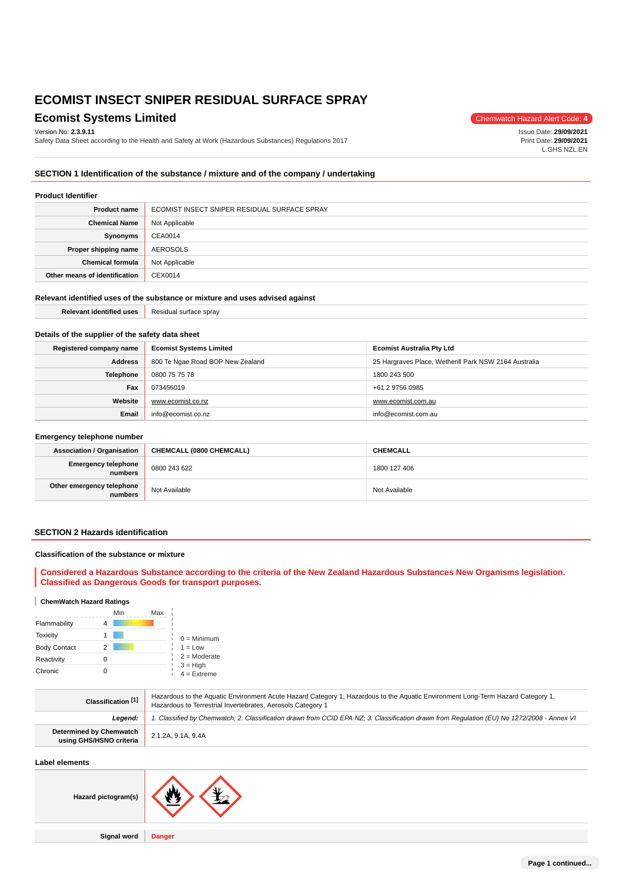# ECOMIST INSECT SNIPER RESIDUAL SURFACE SPRAY

## Ecomist Systems Limited

Chemwatch Hazard Alert Code: **4**

Version No: **2.3.9.11**
Safety Data Sheet according to the Health and Safety at Work (Hazardous Substances) Regulations 2017

Issue Date: **29/09/2021**
Print Date: **29/09/2021**
L.GHS.NZL.EN

## SECTION 1 Identification of the substance / mixture and of the company / undertaking

### Product Identifier

| | |
|---|---|
| **Product name** | ECOMIST INSECT SNIPER RESIDUAL SURFACE SPRAY |
| **Chemical Name** | Not Applicable |
| **Synonyms** | CEA0014 |
| **Proper shipping name** | AEROSOLS |
| **Chemical formula** | Not Applicable |
| **Other means of identification** | CEX0014 |

### Relevant identified uses of the substance or mixture and uses advised against

| | |
|---|---|
| **Relevant identified uses** | Residual surface spray |

### Details of the supplier of the safety data sheet

| | | |
|---|---|---|
| **Registered company name** | **Ecomist Systems Limited** | **Ecomist Australia Pty Ltd** |
| **Address** | 800 Te Ngae Road BOP New Zealand | 25 Hargraves Place, Wetherill Park NSW 2164 Australia |
| **Telephone** | 0800 75 75 78 | 1800 243 500 |
| **Fax** | 073456019 | +61 2 9756 0985 |
| **Website** | www.ecomist.co.nz | www.ecomist.com.au |
| **Email** | info@ecomist.co.nz | info@ecomist.com.au |

### Emergency telephone number

| | | |
|---|---|---|
| **Association / Organisation** | **CHEMCALL (0800 CHEMCALL)** | **CHEMCALL** |
| **Emergency telephone numbers** | 0800 243 622 | 1800 127 406 |
| **Other emergency telephone numbers** | Not Available | Not Available |

## SECTION 2 Hazards identification

### Classification of the substance or mixture

**Considered a Hazardous Substance according to the criteria of the New Zealand Hazardous Substances New Organisms legislation. Classified as Dangerous Goods for transport purposes.**

**ChemWatch Hazard Ratings**

| | | Min | Max |
|---|---|---|---|
| Flammability | 4 | | |
| Toxicity | 1 | | |
| Body Contact | 2 | | |
| Reactivity | 0 | | |
| Chronic | 0 | | |

0 = Minimum
1 = Low
2 = Moderate
3 = High
4 = Extreme

| | |
|---|---|
| **Classification [1]** | Hazardous to the Aquatic Environment Acute Hazard Category 1, Hazardous to the Aquatic Environment Long-Term Hazard Category 1, Hazardous to Terrestrial Invertebrates, Aerosols Category 1 |
| ***Legend:*** | *1. Classified by Chemwatch; 2. Classification drawn from CCID EPA NZ; 3. Classification drawn from Regulation (EU) No 1272/2008 - Annex VI* |
| **Determined by Chemwatch using GHS/HSNO criteria** | 2.1.2A, 9.1A, 9.4A |

### Label elements

| | |
|---|---|
| **Hazard pictogram(s)** | |
| **Signal word** | **Danger** |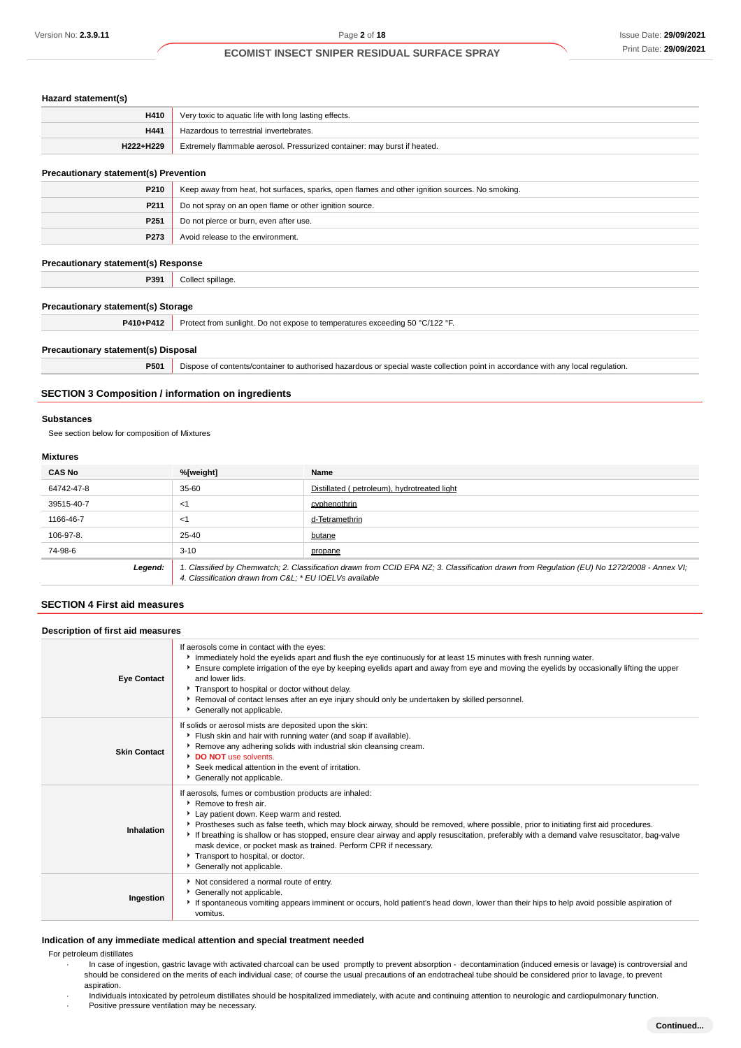#### Hazard statement(s)

| | |
|---|---|
| **H410** | Very toxic to aquatic life with long lasting effects. |
| **H441** | Hazardous to terrestrial invertebrates. |
| **H222+H229** | Extremely flammable aerosol. Pressurized container: may burst if heated. |

#### Precautionary statement(s) Prevention

| | |
|---|---|
| **P210** | Keep away from heat, hot surfaces, sparks, open flames and other ignition sources. No smoking. |
| **P211** | Do not spray on an open flame or other ignition source. |
| **P251** | Do not pierce or burn, even after use. |
| **P273** | Avoid release to the environment. |

#### Precautionary statement(s) Response

| | |
|---|---|
| **P391** | Collect spillage. |

#### Precautionary statement(s) Storage

| | |
|---|---|
| **P410+P412** | Protect from sunlight. Do not expose to temperatures exceeding 50 °C/122 °F. |

#### Precautionary statement(s) Disposal

| | |
|---|---|
| **P501** | Dispose of contents/container to authorised hazardous or special waste collection point in accordance with any local regulation. |

## SECTION 3 Composition / information on ingredients

#### Substances

See section below for composition of Mixtures

#### Mixtures

| CAS No | %[weight] | Name |
|---|---|---|
| 64742-47-8 | 35-60 | Distillated ( petroleum), hydrotreated light |
| 39515-40-7 | <1 | cyphenothrin |
| 1166-46-7 | <1 | d-Tetramethrin |
| 106-97-8. | 25-40 | butane |
| 74-98-6 | 3-10 | propane |
| ***Legend:*** | *1. Classified by Chemwatch; 2. Classification drawn from CCID EPA NZ; 3. Classification drawn from Regulation (EU) No 1272/2008 - Annex VI; 4. Classification drawn from C&L; * EU IOELVs available* | |

## SECTION 4 First aid measures

#### Description of first aid measures

| | |
|---|---|
| **Eye Contact** | If aerosols come in contact with the eyes: <br>▸ Immediately hold the eyelids apart and flush the eye continuously for at least 15 minutes with fresh running water. <br>▸ Ensure complete irrigation of the eye by keeping eyelids apart and away from eye and moving the eyelids by occasionally lifting the upper and lower lids. <br>▸ Transport to hospital or doctor without delay. <br>▸ Removal of contact lenses after an eye injury should only be undertaken by skilled personnel. <br>▸ Generally not applicable. |
| **Skin Contact** | If solids or aerosol mists are deposited upon the skin: <br>▸ Flush skin and hair with running water (and soap if available). <br>▸ Remove any adhering solids with industrial skin cleansing cream. <br>▸ **DO NOT** use solvents. <br>▸ Seek medical attention in the event of irritation. <br>▸ Generally not applicable. |
| **Inhalation** | If aerosols, fumes or combustion products are inhaled: <br>▸ Remove to fresh air. <br>▸ Lay patient down. Keep warm and rested. <br>▸ Prostheses such as false teeth, which may block airway, should be removed, where possible, prior to initiating first aid procedures. <br>▸ If breathing is shallow or has stopped, ensure clear airway and apply resuscitation, preferably with a demand valve resuscitator, bag-valve mask device, or pocket mask as trained. Perform CPR if necessary. <br>▸ Transport to hospital, or doctor. <br>▸ Generally not applicable. |
| **Ingestion** | ▸ Not considered a normal route of entry. <br>▸ Generally not applicable. <br>▸ If spontaneous vomiting appears imminent or occurs, hold patient's head down, lower than their hips to help avoid possible aspiration of vomitus. |

#### Indication of any immediate medical attention and special treatment needed

For petroleum distillates

- In case of ingestion, gastric lavage with activated charcoal can be used promptly to prevent absorption - decontamination (induced emesis or lavage) is controversial and should be considered on the merits of each individual case; of course the usual precautions of an endotracheal tube should be considered prior to lavage, to prevent aspiration.
- Individuals intoxicated by petroleum distillates should be hospitalized immediately, with acute and continuing attention to neurologic and cardiopulmonary function.
- Positive pressure ventilation may be necessary.

**Continued...**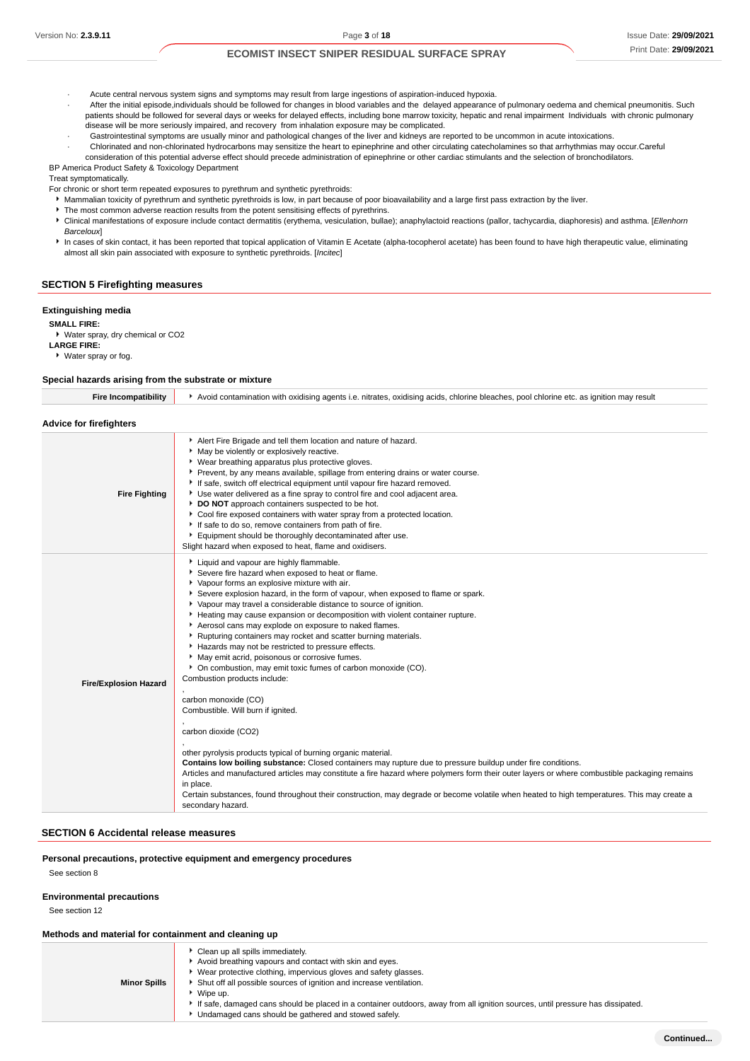- Acute central nervous system signs and symptoms may result from large ingestions of aspiration-induced hypoxia.
- After the initial episode,individuals should be followed for changes in blood variables and the delayed appearance of pulmonary oedema and chemical pneumonitis. Such patients should be followed for several days or weeks for delayed effects, including bone marrow toxicity, hepatic and renal impairment Individuals with chronic pulmonary disease will be more seriously impaired, and recovery from inhalation exposure may be complicated.
- Gastrointestinal symptoms are usually minor and pathological changes of the liver and kidneys are reported to be uncommon in acute intoxications.
- Chlorinated and non-chlorinated hydrocarbons may sensitize the heart to epinephrine and other circulating catecholamines so that arrhythmias may occur.Careful consideration of this potential adverse effect should precede administration of epinephrine or other cardiac stimulants and the selection of bronchodilators.

BP America Product Safety & Toxicology Department

Treat symptomatically.

For chronic or short term repeated exposures to pyrethrum and synthetic pyrethroids:

- Mammalian toxicity of pyrethrum and synthetic pyrethroids is low, in part because of poor bioavailability and a large first pass extraction by the liver.
- The most common adverse reaction results from the potent sensitising effects of pyrethrins.
- Clinical manifestations of exposure include contact dermatitis (erythema, vesiculation, bullae); anaphylactoid reactions (pallor, tachycardia, diaphoresis) and asthma. [*Ellenhorn Barceloux*]
- In cases of skin contact, it has been reported that topical application of Vitamin E Acetate (alpha-tocopherol acetate) has been found to have high therapeutic value, eliminating almost all skin pain associated with exposure to synthetic pyrethroids. [*Incitec*]

## SECTION 5 Firefighting measures

### Extinguishing media

**SMALL FIRE:**

- Water spray, dry chemical or CO2

**LARGE FIRE:**

- Water spray or fog.

### Special hazards arising from the substrate or mixture

| | |
|---|---|
| **Fire Incompatibility** | Avoid contamination with oxidising agents i.e. nitrates, oxidising acids, chlorine bleaches, pool chlorine etc. as ignition may result |

### Advice for firefighters

| | |
|---|---|
| **Fire Fighting** | Alert Fire Brigade and tell them location and nature of hazard.<br>May be violently or explosively reactive.<br>Wear breathing apparatus plus protective gloves.<br>Prevent, by any means available, spillage from entering drains or water course.<br>If safe, switch off electrical equipment until vapour fire hazard removed.<br>Use water delivered as a fine spray to control fire and cool adjacent area.<br>**DO NOT** approach containers suspected to be hot.<br>Cool fire exposed containers with water spray from a protected location.<br>If safe to do so, remove containers from path of fire.<br>Equipment should be thoroughly decontaminated after use.<br>Slight hazard when exposed to heat, flame and oxidisers. |
| **Fire/Explosion Hazard** | Liquid and vapour are highly flammable.<br>Severe fire hazard when exposed to heat or flame.<br>Vapour forms an explosive mixture with air.<br>Severe explosion hazard, in the form of vapour, when exposed to flame or spark.<br>Vapour may travel a considerable distance to source of ignition.<br>Heating may cause expansion or decomposition with violent container rupture.<br>Aerosol cans may explode on exposure to naked flames.<br>Rupturing containers may rocket and scatter burning materials.<br>Hazards may not be restricted to pressure effects.<br>May emit acrid, poisonous or corrosive fumes.<br>On combustion, may emit toxic fumes of carbon monoxide (CO).<br>Combustion products include:<br>,<br>carbon monoxide (CO)<br>Combustible. Will burn if ignited.<br>,<br>carbon dioxide (CO2)<br>,<br>other pyrolysis products typical of burning organic material.<br>**Contains low boiling substance:** Closed containers may rupture due to pressure buildup under fire conditions.<br>Articles and manufactured articles may constitute a fire hazard where polymers form their outer layers or where combustible packaging remains in place.<br>Certain substances, found throughout their construction, may degrade or become volatile when heated to high temperatures. This may create a secondary hazard. |

## SECTION 6 Accidental release measures

### Personal precautions, protective equipment and emergency procedures

See section 8

### Environmental precautions

See section 12

### Methods and material for containment and cleaning up

| | |
|---|---|
| **Minor Spills** | Clean up all spills immediately.<br>Avoid breathing vapours and contact with skin and eyes.<br>Wear protective clothing, impervious gloves and safety glasses.<br>Shut off all possible sources of ignition and increase ventilation.<br>Wipe up.<br>If safe, damaged cans should be placed in a container outdoors, away from all ignition sources, until pressure has dissipated.<br>Undamaged cans should be gathered and stowed safely. |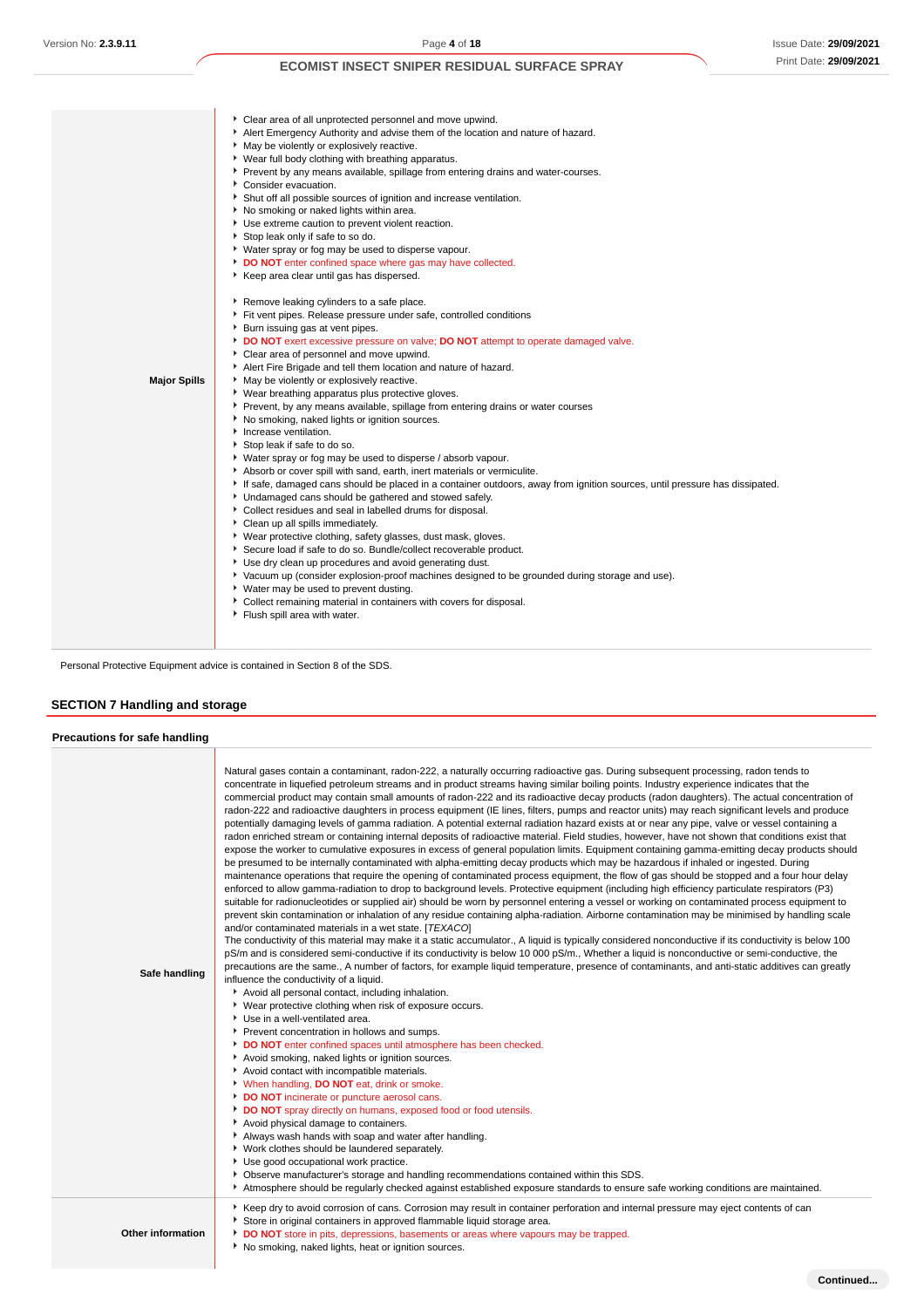| | |
|---|---|
| **Major Spills** | ‣ Clear area of all unprotected personnel and move upwind.<br>‣ Alert Emergency Authority and advise them of the location and nature of hazard.<br>‣ May be violently or explosively reactive.<br>‣ Wear full body clothing with breathing apparatus.<br>‣ Prevent by any means available, spillage from entering drains and water-courses.<br>‣ Consider evacuation.<br>‣ Shut off all possible sources of ignition and increase ventilation.<br>‣ No smoking or naked lights within area.<br>‣ Use extreme caution to prevent violent reaction.<br>‣ Stop leak only if safe to so do.<br>‣ Water spray or fog may be used to disperse vapour.<br>‣ **DO NOT** enter confined space where gas may have collected.<br>‣ Keep area clear until gas has dispersed.<br><br>‣ Remove leaking cylinders to a safe place.<br>‣ Fit vent pipes. Release pressure under safe, controlled conditions<br>‣ Burn issuing gas at vent pipes.<br>‣ **DO NOT** exert excessive pressure on valve; **DO NOT** attempt to operate damaged valve.<br>‣ Clear area of personnel and move upwind.<br>‣ Alert Fire Brigade and tell them location and nature of hazard.<br>‣ May be violently or explosively reactive.<br>‣ Wear breathing apparatus plus protective gloves.<br>‣ Prevent, by any means available, spillage from entering drains or water courses<br>‣ No smoking, naked lights or ignition sources.<br>‣ Increase ventilation.<br>‣ Stop leak if safe to do so.<br>‣ Water spray or fog may be used to disperse / absorb vapour.<br>‣ Absorb or cover spill with sand, earth, inert materials or vermiculite.<br>‣ If safe, damaged cans should be placed in a container outdoors, away from ignition sources, until pressure has dissipated.<br>‣ Undamaged cans should be gathered and stowed safely.<br>‣ Collect residues and seal in labelled drums for disposal.<br>‣ Clean up all spills immediately.<br>‣ Wear protective clothing, safety glasses, dust mask, gloves.<br>‣ Secure load if safe to do so. Bundle/collect recoverable product.<br>‣ Use dry clean up procedures and avoid generating dust.<br>‣ Vacuum up (consider explosion-proof machines designed to be grounded during storage and use).<br>‣ Water may be used to prevent dusting.<br>‣ Collect remaining material in containers with covers for disposal.<br>‣ Flush spill area with water. |

Personal Protective Equipment advice is contained in Section 8 of the SDS.

## SECTION 7 Handling and storage

### Precautions for safe handling

| | |
|---|---|
| **Safe handling** | Natural gases contain a contaminant, radon-222, a naturally occurring radioactive gas. During subsequent processing, radon tends to concentrate in liquefied petroleum streams and in product streams having similar boiling points. Industry experience indicates that the commercial product may contain small amounts of radon-222 and its radioactive decay products (radon daughters). The actual concentration of radon-222 and radioactive daughters in process equipment (IE lines, filters, pumps and reactor units) may reach significant levels and produce potentially damaging levels of gamma radiation. A potential external radiation hazard exists at or near any pipe, valve or vessel containing a radon enriched stream or containing internal deposits of radioactive material. Field studies, however, have not shown that conditions exist that expose the worker to cumulative exposures in excess of general population limits. Equipment containing gamma-emitting decay products should be presumed to be internally contaminated with alpha-emitting decay products which may be hazardous if inhaled or ingested. During maintenance operations that require the opening of contaminated process equipment, the flow of gas should be stopped and a four hour delay enforced to allow gamma-radiation to drop to background levels. Protective equipment (including high efficiency particulate respirators (P3) suitable for radionucleotides or supplied air) should be worn by personnel entering a vessel or working on contaminated process equipment to prevent skin contamination or inhalation of any residue containing alpha-radiation. Airborne contamination may be minimised by handling scale and/or contaminated materials in a wet state. [*TEXACO*]<br>The conductivity of this material may make it a static accumulator., A liquid is typically considered nonconductive if its conductivity is below 100 pS/m and is considered semi-conductive if its conductivity is below 10 000 pS/m., Whether a liquid is nonconductive or semi-conductive, the precautions are the same., A number of factors, for example liquid temperature, presence of contaminants, and anti-static additives can greatly influence the conductivity of a liquid.<br>‣ Avoid all personal contact, including inhalation.<br>‣ Wear protective clothing when risk of exposure occurs.<br>‣ Use in a well-ventilated area.<br>‣ Prevent concentration in hollows and sumps.<br>‣ **DO NOT** enter confined spaces until atmosphere has been checked.<br>‣ Avoid smoking, naked lights or ignition sources.<br>‣ Avoid contact with incompatible materials.<br>‣ When handling, **DO NOT** eat, drink or smoke.<br>‣ **DO NOT** incinerate or puncture aerosol cans.<br>‣ **DO NOT** spray directly on humans, exposed food or food utensils.<br>‣ Avoid physical damage to containers.<br>‣ Always wash hands with soap and water after handling.<br>‣ Work clothes should be laundered separately.<br>‣ Use good occupational work practice.<br>‣ Observe manufacturer's storage and handling recommendations contained within this SDS.<br>‣ Atmosphere should be regularly checked against established exposure standards to ensure safe working conditions are maintained. |
| **Other information** | ‣ Keep dry to avoid corrosion of cans. Corrosion may result in container perforation and internal pressure may eject contents of can<br>‣ Store in original containers in approved flammable liquid storage area.<br>‣ **DO NOT** store in pits, depressions, basements or areas where vapours may be trapped.<br>‣ No smoking, naked lights, heat or ignition sources. |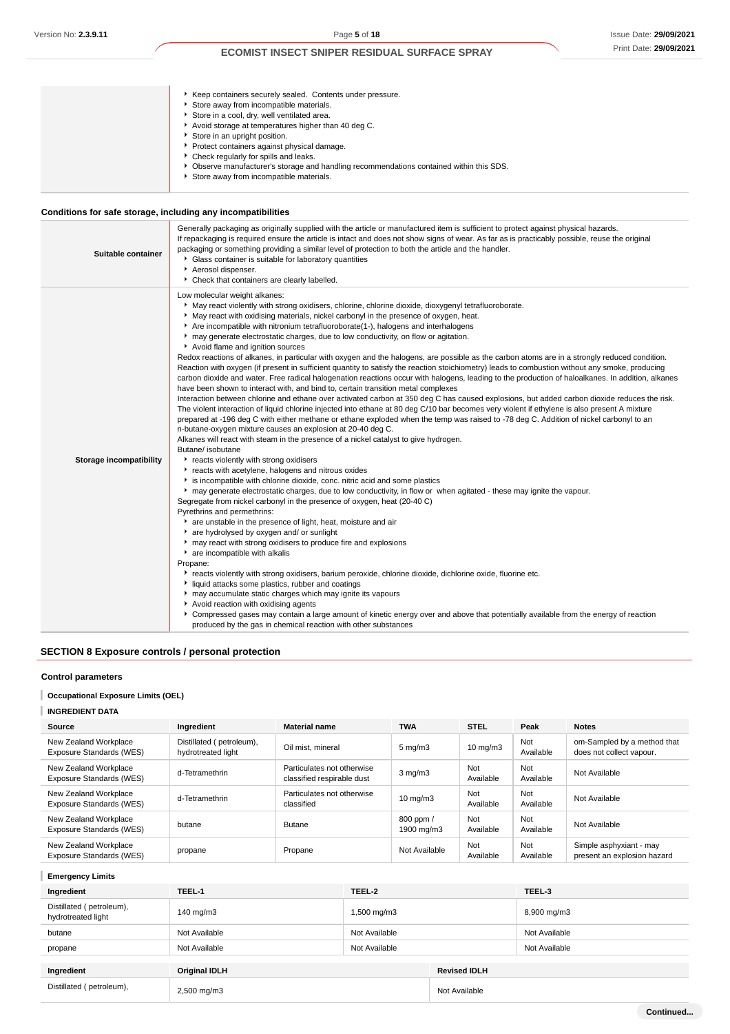| | |
|---|---|
| | - Keep containers securely sealed. Contents under pressure.<br>- Store away from incompatible materials.<br>- Store in a cool, dry, well ventilated area.<br>- Avoid storage at temperatures higher than 40 deg C.<br>- Store in an upright position.<br>- Protect containers against physical damage.<br>- Check regularly for spills and leaks.<br>- Observe manufacturer's storage and handling recommendations contained within this SDS.<br>- Store away from incompatible materials. |

**Conditions for safe storage, including any incompatibilities**

| | |
|---|---|
| **Suitable container** | Generally packaging as originally supplied with the article or manufactured item is sufficient to protect against physical hazards.<br>If repackaging is required ensure the article is intact and does not show signs of wear. As far as is practicably possible, reuse the original packaging or something providing a similar level of protection to both the article and the handler.<br>- Glass container is suitable for laboratory quantities<br>- Aerosol dispenser.<br>- Check that containers are clearly labelled. |
| **Storage incompatibility** | Low molecular weight alkanes:<br>- May react violently with strong oxidisers, chlorine, chlorine dioxide, dioxygenyl tetrafluoroborate.<br>- May react with oxidising materials, nickel carbonyl in the presence of oxygen, heat.<br>- Are incompatible with nitronium tetrafluoroborate(1-), halogens and interhalogens<br>- may generate electrostatic charges, due to low conductivity, on flow or agitation.<br>- Avoid flame and ignition sources<br>Redox reactions of alkanes, in particular with oxygen and the halogens, are possible as the carbon atoms are in a strongly reduced condition. Reaction with oxygen (if present in sufficient quantity to satisfy the reaction stoichiometry) leads to combustion without any smoke, producing carbon dioxide and water. Free radical halogenation reactions occur with halogens, leading to the production of haloalkanes. In addition, alkanes have been shown to interact with, and bind to, certain transition metal complexes<br>Interaction between chlorine and ethane over activated carbon at 350 deg C has caused explosions, but added carbon dioxide reduces the risk. The violent interaction of liquid chlorine injected into ethane at 80 deg C/10 bar becomes very violent if ethylene is also present A mixture prepared at -196 deg C with either methane or ethane exploded when the temp was raised to -78 deg C. Addition of nickel carbonyl to an n-butane-oxygen mixture causes an explosion at 20-40 deg C.<br>Alkanes will react with steam in the presence of a nickel catalyst to give hydrogen.<br>Butane/ isobutane<br>- reacts violently with strong oxidisers<br>- reacts with acetylene, halogens and nitrous oxides<br>- is incompatible with chlorine dioxide, conc. nitric acid and some plastics<br>- may generate electrostatic charges, due to low conductivity, in flow or when agitated - these may ignite the vapour.<br>Segregate from nickel carbonyl in the presence of oxygen, heat (20-40 C)<br>Pyrethrins and permethrins:<br>- are unstable in the presence of light, heat, moisture and air<br>- are hydrolysed by oxygen and/ or sunlight<br>- may react with strong oxidisers to produce fire and explosions<br>- are incompatible with alkalis<br>Propane:<br>- reacts violently with strong oxidisers, barium peroxide, chlorine dioxide, dichlorine oxide, fluorine etc.<br>- liquid attacks some plastics, rubber and coatings<br>- may accumulate static charges which may ignite its vapours<br>- Avoid reaction with oxidising agents<br>- Compressed gases may contain a large amount of kinetic energy over and above that potentially available from the energy of reaction produced by the gas in chemical reaction with other substances |

## SECTION 8 Exposure controls / personal protection

### Control parameters

**Occupational Exposure Limits (OEL)**

**INGREDIENT DATA**

| Source | Ingredient | Material name | TWA | STEL | Peak | Notes |
|---|---|---|---|---|---|---|
| New Zealand Workplace Exposure Standards (WES) | Distillated ( petroleum), hydrotreated light | Oil mist, mineral | 5 mg/m3 | 10 mg/m3 | Not Available | om-Sampled by a method that does not collect vapour. |
| New Zealand Workplace Exposure Standards (WES) | d-Tetramethrin | Particulates not otherwise classified respirable dust | 3 mg/m3 | Not Available | Not Available | Not Available |
| New Zealand Workplace Exposure Standards (WES) | d-Tetramethrin | Particulates not otherwise classified | 10 mg/m3 | Not Available | Not Available | Not Available |
| New Zealand Workplace Exposure Standards (WES) | butane | Butane | 800 ppm / 1900 mg/m3 | Not Available | Not Available | Not Available |
| New Zealand Workplace Exposure Standards (WES) | propane | Propane | Not Available | Not Available | Not Available | Simple asphyxiant - may present an explosion hazard |

**Emergency Limits**

| Ingredient | TEEL-1 | TEEL-2 | TEEL-3 |
|---|---|---|---|
| Distillated ( petroleum), hydrotreated light | 140 mg/m3 | 1,500 mg/m3 | 8,900 mg/m3 |
| butane | Not Available | Not Available | Not Available |
| propane | Not Available | Not Available | Not Available |

| Ingredient | Original IDLH | Revised IDLH |
|---|---|---|
| Distillated ( petroleum), | 2,500 mg/m3 | Not Available |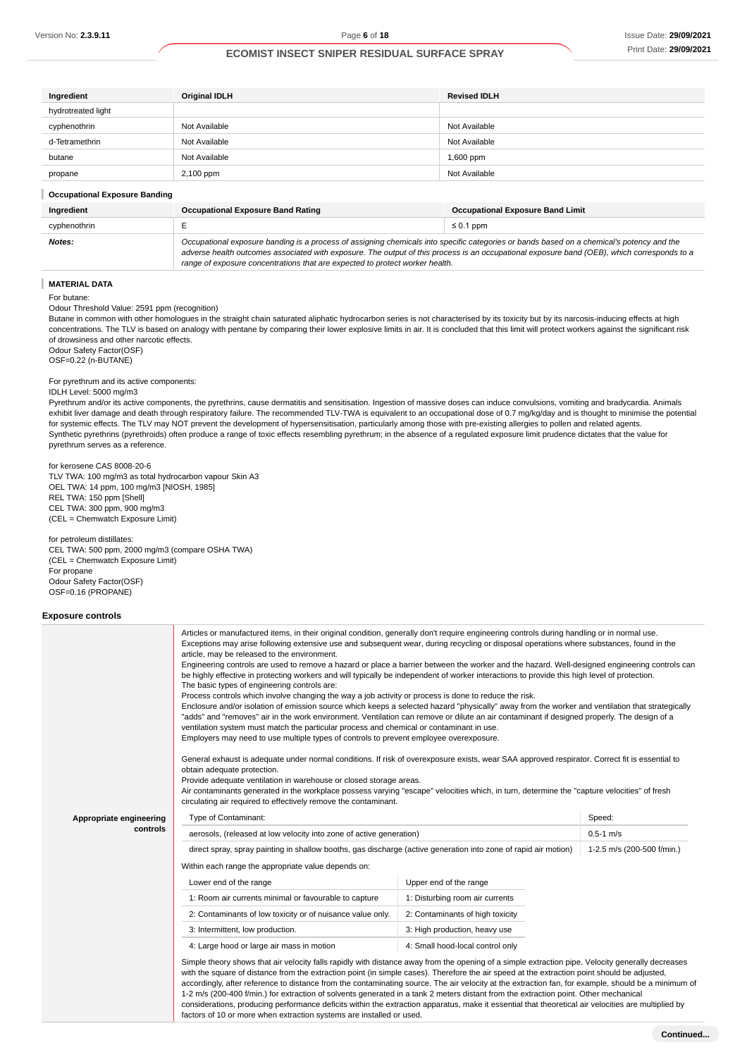| Ingredient | Original IDLH | Revised IDLH |
|---|---|---|
| hydrotreated light | | |
| cyphenothrin | Not Available | Not Available |
| d-Tetramethrin | Not Available | Not Available |
| butane | Not Available | 1,600 ppm |
| propane | 2,100 ppm | Not Available |

### Occupational Exposure Banding

| Ingredient | Occupational Exposure Band Rating | Occupational Exposure Band Limit |
|---|---|---|
| cyphenothrin | E | ≤ 0.1 ppm |
| ***Notes:*** | *Occupational exposure banding is a process of assigning chemicals into specific categories or bands based on a chemical's potency and the adverse health outcomes associated with exposure. The output of this process is an occupational exposure band (OEB), which corresponds to a range of exposure concentrations that are expected to protect worker health.* | |

### MATERIAL DATA

For butane:
Odour Threshold Value: 2591 ppm (recognition)
Butane in common with other homologues in the straight chain saturated aliphatic hydrocarbon series is not characterised by its toxicity but by its narcosis-inducing effects at high concentrations. The TLV is based on analogy with pentane by comparing their lower explosive limits in air. It is concluded that this limit will protect workers against the significant risk of drowsiness and other narcotic effects.
Odour Safety Factor(OSF)
OSF=0.22 (n-BUTANE)

For pyrethrum and its active components:
IDLH Level: 5000 mg/m3
Pyrethrum and/or its active components, the pyrethrins, cause dermatitis and sensitisation. Ingestion of massive doses can induce convulsions, vomiting and bradycardia. Animals exhibit liver damage and death through respiratory failure. The recommended TLV-TWA is equivalent to an occupational dose of 0.7 mg/kg/day and is thought to minimise the potential for systemic effects. The TLV may NOT prevent the development of hypersensitisation, particularly among those with pre-existing allergies to pollen and related agents.
Synthetic pyrethrins (pyrethroids) often produce a range of toxic effects resembling pyrethrum; in the absence of a regulated exposure limit prudence dictates that the value for pyrethrum serves as a reference.

for kerosene CAS 8008-20-6
TLV TWA: 100 mg/m3 as total hydrocarbon vapour Skin A3
OEL TWA: 14 ppm, 100 mg/m3 [NIOSH, 1985]
REL TWA: 150 ppm [Shell]
CEL TWA: 300 ppm, 900 mg/m3
(CEL = Chemwatch Exposure Limit)

for petroleum distillates:
CEL TWA: 500 ppm, 2000 mg/m3 (compare OSHA TWA)
(CEL = Chemwatch Exposure Limit)
For propane
Odour Safety Factor(OSF)
OSF=0.16 (PROPANE)

### Exposure controls

**Appropriate engineering controls**

Articles or manufactured items, in their original condition, generally don't require engineering controls during handling or in normal use. Exceptions may arise following extensive use and subsequent wear, during recycling or disposal operations where substances, found in the article, may be released to the environment.
Engineering controls are used to remove a hazard or place a barrier between the worker and the hazard. Well-designed engineering controls can be highly effective in protecting workers and will typically be independent of worker interactions to provide this high level of protection.
The basic types of engineering controls are:
Process controls which involve changing the way a job activity or process is done to reduce the risk.
Enclosure and/or isolation of emission source which keeps a selected hazard "physically" away from the worker and ventilation that strategically "adds" and "removes" air in the work environment. Ventilation can remove or dilute an air contaminant if designed properly. The design of a ventilation system must match the particular process and chemical or contaminant in use.
Employers may need to use multiple types of controls to prevent employee overexposure.

General exhaust is adequate under normal conditions. If risk of overexposure exists, wear SAA approved respirator. Correct fit is essential to obtain adequate protection.
Provide adequate ventilation in warehouse or closed storage areas.
Air contaminants generated in the workplace possess varying "escape" velocities which, in turn, determine the "capture velocities" of fresh circulating air required to effectively remove the contaminant.

| Type of Contaminant: | Speed: |
|---|---|
| aerosols, (released at low velocity into zone of active generation) | 0.5-1 m/s |
| direct spray, spray painting in shallow booths, gas discharge (active generation into zone of rapid air motion) | 1-2.5 m/s (200-500 f/min.) |

Within each range the appropriate value depends on:

| Lower end of the range | Upper end of the range |
|---|---|
| 1: Room air currents minimal or favourable to capture | 1: Disturbing room air currents |
| 2: Contaminants of low toxicity or of nuisance value only. | 2: Contaminants of high toxicity |
| 3: Intermittent, low production. | 3: High production, heavy use |
| 4: Large hood or large air mass in motion | 4: Small hood-local control only |

Simple theory shows that air velocity falls rapidly with distance away from the opening of a simple extraction pipe. Velocity generally decreases with the square of distance from the extraction point (in simple cases). Therefore the air speed at the extraction point should be adjusted, accordingly, after reference to distance from the contaminating source. The air velocity at the extraction fan, for example, should be a minimum of 1-2 m/s (200-400 f/min.) for extraction of solvents generated in a tank 2 meters distant from the extraction point. Other mechanical considerations, producing performance deficits within the extraction apparatus, make it essential that theoretical air velocities are multiplied by factors of 10 or more when extraction systems are installed or used.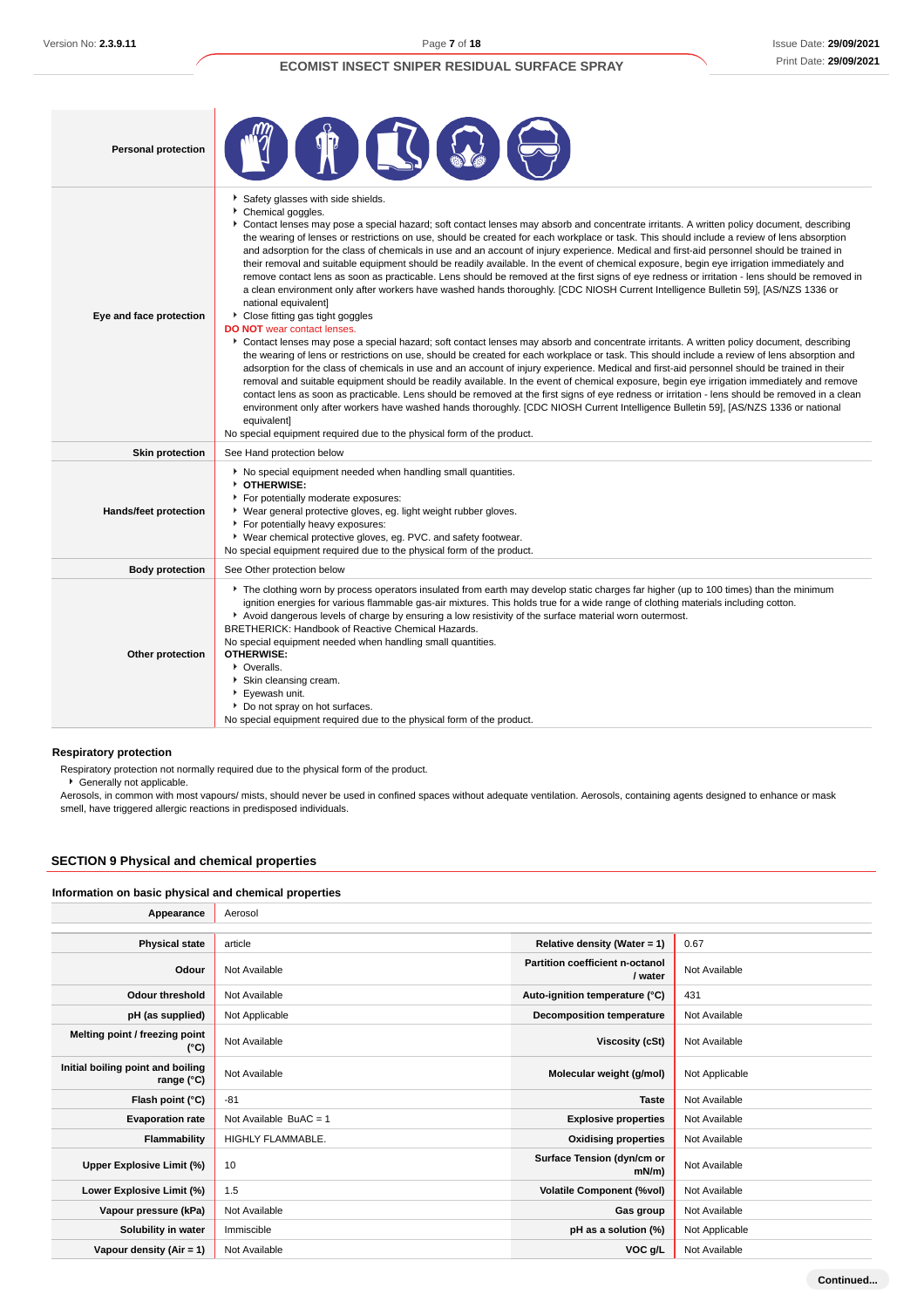| | |
|---|---|
| **Personal protection** | |
| **Eye and face protection** | ▸ Safety glasses with side shields.<br>▸ Chemical goggles.<br>▸ Contact lenses may pose a special hazard; soft contact lenses may absorb and concentrate irritants. A written policy document, describing the wearing of lenses or restrictions on use, should be created for each workplace or task. This should include a review of lens absorption and adsorption for the class of chemicals in use and an account of injury experience. Medical and first-aid personnel should be trained in their removal and suitable equipment should be readily available. In the event of chemical exposure, begin eye irrigation immediately and remove contact lens as soon as practicable. Lens should be removed at the first signs of eye redness or irritation - lens should be removed in a clean environment only after workers have washed hands thoroughly. [CDC NIOSH Current Intelligence Bulletin 59], [AS/NZS 1336 or national equivalent]<br>▸ Close fitting gas tight goggles<br>**DO NOT** wear contact lenses.<br>▸ Contact lenses may pose a special hazard; soft contact lenses may absorb and concentrate irritants. A written policy document, describing the wearing of lens or restrictions on use, should be created for each workplace or task. This should include a review of lens absorption and adsorption for the class of chemicals in use and an account of injury experience. Medical and first-aid personnel should be trained in their removal and suitable equipment should be readily available. In the event of chemical exposure, begin eye irrigation immediately and remove contact lens as soon as practicable. Lens should be removed at the first signs of eye redness or irritation - lens should be removed in a clean environment only after workers have washed hands thoroughly. [CDC NIOSH Current Intelligence Bulletin 59], [AS/NZS 1336 or national equivalent]<br>No special equipment required due to the physical form of the product. |
| **Skin protection** | See Hand protection below |
| **Hands/feet protection** | ▸ No special equipment needed when handling small quantities.<br>▸ **OTHERWISE:**<br>▸ For potentially moderate exposures:<br>▸ Wear general protective gloves, eg. light weight rubber gloves.<br>▸ For potentially heavy exposures:<br>▸ Wear chemical protective gloves, eg. PVC. and safety footwear.<br>No special equipment required due to the physical form of the product. |
| **Body protection** | See Other protection below |
| **Other protection** | ▸ The clothing worn by process operators insulated from earth may develop static charges far higher (up to 100 times) than the minimum ignition energies for various flammable gas-air mixtures. This holds true for a wide range of clothing materials including cotton.<br>▸ Avoid dangerous levels of charge by ensuring a low resistivity of the surface material worn outermost.<br>BRETHERICK: Handbook of Reactive Chemical Hazards.<br>No special equipment needed when handling small quantities.<br>**OTHERWISE:**<br>▸ Overalls.<br>▸ Skin cleansing cream.<br>▸ Eyewash unit.<br>▸ Do not spray on hot surfaces.<br>No special equipment required due to the physical form of the product. |

### Respiratory protection

Respiratory protection not normally required due to the physical form of the product.

▸ Generally not applicable.

Aerosols, in common with most vapours/ mists, should never be used in confined spaces without adequate ventilation. Aerosols, containing agents designed to enhance or mask smell, have triggered allergic reactions in predisposed individuals.

## SECTION 9 Physical and chemical properties

### Information on basic physical and chemical properties

| | | | |
|---|---|---|---|
| **Appearance** | Aerosol | | |
| **Physical state** | article | **Relative density (Water = 1)** | 0.67 |
| **Odour** | Not Available | **Partition coefficient n-octanol / water** | Not Available |
| **Odour threshold** | Not Available | **Auto-ignition temperature (°C)** | 431 |
| **pH (as supplied)** | Not Applicable | **Decomposition temperature** | Not Available |
| **Melting point / freezing point (°C)** | Not Available | **Viscosity (cSt)** | Not Available |
| **Initial boiling point and boiling range (°C)** | Not Available | **Molecular weight (g/mol)** | Not Applicable |
| **Flash point (°C)** | -81 | **Taste** | Not Available |
| **Evaporation rate** | Not Available BuAC = 1 | **Explosive properties** | Not Available |
| **Flammability** | HIGHLY FLAMMABLE. | **Oxidising properties** | Not Available |
| **Upper Explosive Limit (%)** | 10 | **Surface Tension (dyn/cm or mN/m)** | Not Available |
| **Lower Explosive Limit (%)** | 1.5 | **Volatile Component (%vol)** | Not Available |
| **Vapour pressure (kPa)** | Not Available | **Gas group** | Not Available |
| **Solubility in water** | Immiscible | **pH as a solution (%)** | Not Applicable |
| **Vapour density (Air = 1)** | Not Available | **VOC g/L** | Not Available |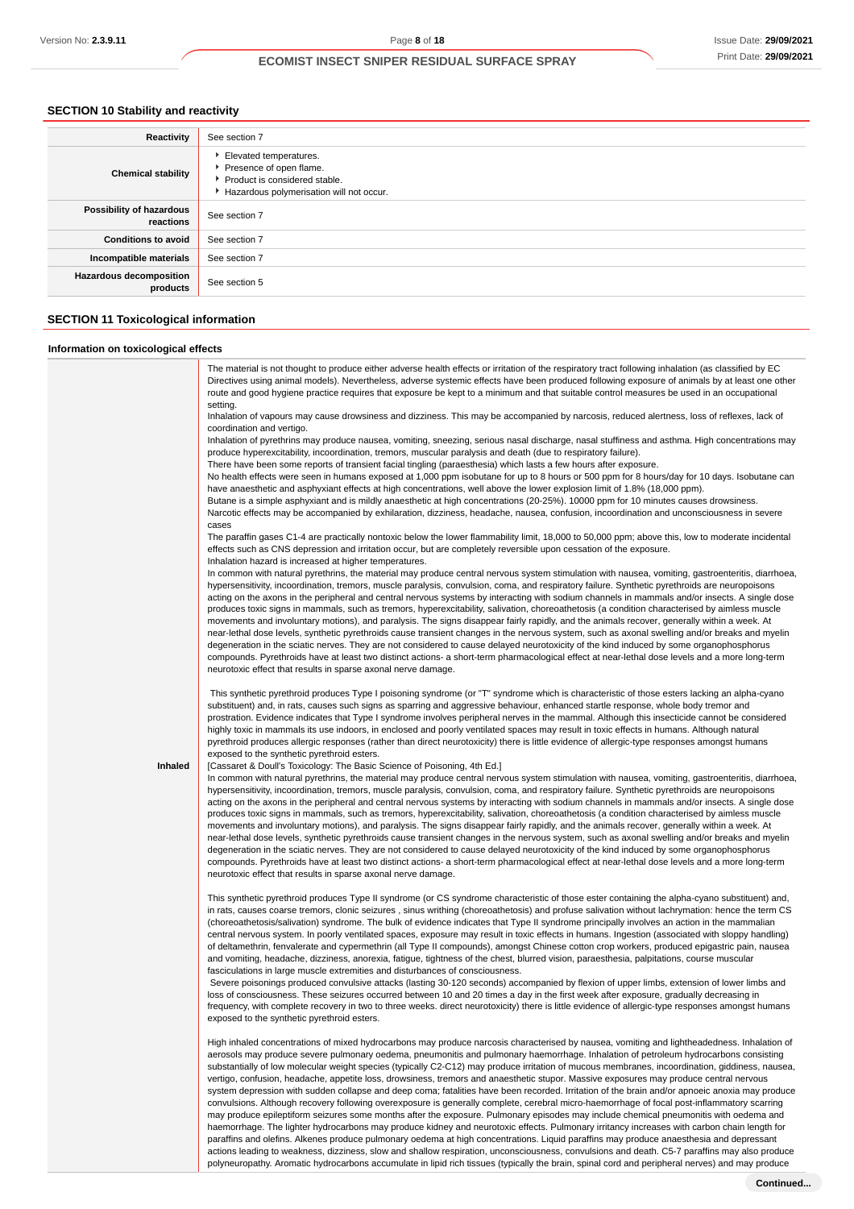## SECTION 10 Stability and reactivity

| | |
|---|---|
| **Reactivity** | See section 7 |
| **Chemical stability** | ▸ Elevated temperatures.<br>▸ Presence of open flame.<br>▸ Product is considered stable.<br>▸ Hazardous polymerisation will not occur. |
| **Possibility of hazardous reactions** | See section 7 |
| **Conditions to avoid** | See section 7 |
| **Incompatible materials** | See section 7 |
| **Hazardous decomposition products** | See section 5 |

## SECTION 11 Toxicological information

### Information on toxicological effects

| | |
|---|---|
| **Inhaled** | The material is not thought to produce either adverse health effects or irritation of the respiratory tract following inhalation (as classified by EC Directives using animal models). Nevertheless, adverse systemic effects have been produced following exposure of animals by at least one other route and good hygiene practice requires that exposure be kept to a minimum and that suitable control measures be used in an occupational setting.<br>Inhalation of vapours may cause drowsiness and dizziness. This may be accompanied by narcosis, reduced alertness, loss of reflexes, lack of coordination and vertigo.<br>Inhalation of pyrethrins may produce nausea, vomiting, sneezing, serious nasal discharge, nasal stuffiness and asthma. High concentrations may produce hyperexcitability, incoordination, tremors, muscular paralysis and death (due to respiratory failure).<br>There have been some reports of transient facial tingling (paraesthesia) which lasts a few hours after exposure.<br>No health effects were seen in humans exposed at 1,000 ppm isobutane for up to 8 hours or 500 ppm for 8 hours/day for 10 days. Isobutane can have anaesthetic and asphyxiant effects at high concentrations, well above the lower explosion limit of 1.8% (18,000 ppm).<br>Butane is a simple asphyxiant and is mildly anaesthetic at high concentrations (20-25%). 10000 ppm for 10 minutes causes drowsiness.<br>Narcotic effects may be accompanied by exhilaration, dizziness, headache, nausea, confusion, incoordination and unconsciousness in severe cases<br>The paraffin gases C1-4 are practically nontoxic below the lower flammability limit, 18,000 to 50,000 ppm; above this, low to moderate incidental effects such as CNS depression and irritation occur, but are completely reversible upon cessation of the exposure.<br>Inhalation hazard is increased at higher temperatures.<br>In common with natural pyrethrins, the material may produce central nervous system stimulation with nausea, vomiting, gastroenteritis, diarrhoea, hypersensitivity, incoordination, tremors, muscle paralysis, convulsion, coma, and respiratory failure. Synthetic pyrethroids are neuropoisons acting on the axons in the peripheral and central nervous systems by interacting with sodium channels in mammals and/or insects. A single dose produces toxic signs in mammals, such as tremors, hyperexcitability, salivation, choreoathetosis (a condition characterised by aimless muscle movements and involuntary motions), and paralysis. The signs disappear fairly rapidly, and the animals recover, generally within a week. At near-lethal dose levels, synthetic pyrethroids cause transient changes in the nervous system, such as axonal swelling and/or breaks and myelin degeneration in the sciatic nerves. They are not considered to cause delayed neurotoxicity of the kind induced by some organophosphorus compounds. Pyrethroids have at least two distinct actions- a short-term pharmacological effect at near-lethal dose levels and a more long-term neurotoxic effect that results in sparse axonal nerve damage.<br><br>This synthetic pyrethroid produces Type I poisoning syndrome (or "T" syndrome which is characteristic of those esters lacking an alpha-cyano substituent) and, in rats, causes such signs as sparring and aggressive behaviour, enhanced startle response, whole body tremor and prostration. Evidence indicates that Type I syndrome involves peripheral nerves in the mammal. Although this insecticide cannot be considered highly toxic in mammals its use indoors, in enclosed and poorly ventilated spaces may result in toxic effects in humans. Although natural pyrethroid produces allergic responses (rather than direct neurotoxicity) there is little evidence of allergic-type responses amongst humans exposed to the synthetic pyrethroid esters.<br>[Cassaret & Doull's Toxicology: The Basic Science of Poisoning, 4th Ed.]<br>In common with natural pyrethrins, the material may produce central nervous system stimulation with nausea, vomiting, gastroenteritis, diarrhoea, hypersensitivity, incoordination, tremors, muscle paralysis, convulsion, coma, and respiratory failure. Synthetic pyrethroids are neuropoisons acting on the axons in the peripheral and central nervous systems by interacting with sodium channels in mammals and/or insects. A single dose produces toxic signs in mammals, such as tremors, hyperexcitability, salivation, choreoathetosis (a condition characterised by aimless muscle movements and involuntary motions), and paralysis. The signs disappear fairly rapidly, and the animals recover, generally within a week. At near-lethal dose levels, synthetic pyrethroids cause transient changes in the nervous system, such as axonal swelling and/or breaks and myelin degeneration in the sciatic nerves. They are not considered to cause delayed neurotoxicity of the kind induced by some organophosphorus compounds. Pyrethroids have at least two distinct actions- a short-term pharmacological effect at near-lethal dose levels and a more long-term neurotoxic effect that results in sparse axonal nerve damage.<br><br>This synthetic pyrethroid produces Type II syndrome (or CS syndrome characteristic of those ester containing the alpha-cyano substituent) and, in rats, causes coarse tremors, clonic seizures , sinus writhing (choreoathetosis) and profuse salivation without lachrymation: hence the term CS (choreoathetosis/salivation) syndrome. The bulk of evidence indicates that Type II syndrome principally involves an action in the mammalian central nervous system. In poorly ventilated spaces, exposure may result in toxic effects in humans. Ingestion (associated with sloppy handling) of deltamethrin, fenvalerate and cypermethrin (all Type II compounds), amongst Chinese cotton crop workers, produced epigastric pain, nausea and vomiting, headache, dizziness, anorexia, fatigue, tightness of the chest, blurred vision, paraesthesia, palpitations, course muscular fasciculations in large muscle extremities and disturbances of consciousness.<br>Severe poisonings produced convulsive attacks (lasting 30-120 seconds) accompanied by flexion of upper limbs, extension of lower limbs and loss of consciousness. These seizures occurred between 10 and 20 times a day in the first week after exposure, gradually decreasing in frequency, with complete recovery in two to three weeks. direct neurotoxicity) there is little evidence of allergic-type responses amongst humans exposed to the synthetic pyrethroid esters.<br><br>High inhaled concentrations of mixed hydrocarbons may produce narcosis characterised by nausea, vomiting and lightheadedness. Inhalation of aerosols may produce severe pulmonary oedema, pneumonitis and pulmonary haemorrhage. Inhalation of petroleum hydrocarbons consisting substantially of low molecular weight species (typically C2-C12) may produce irritation of mucous membranes, incoordination, giddiness, nausea, vertigo, confusion, headache, appetite loss, drowsiness, tremors and anaesthetic stupor. Massive exposures may produce central nervous system depression with sudden collapse and deep coma; fatalities have been recorded. Irritation of the brain and/or apnoeic anoxia may produce convulsions. Although recovery following overexposure is generally complete, cerebral micro-haemorrhage of focal post-inflammatory scarring may produce epileptiform seizures some months after the exposure. Pulmonary episodes may include chemical pneumonitis with oedema and haemorrhage. The lighter hydrocarbons may produce kidney and neurotoxic effects. Pulmonary irritancy increases with carbon chain length for paraffins and olefins. Alkenes produce pulmonary oedema at high concentrations. Liquid paraffins may produce anaesthesia and depressant actions leading to weakness, dizziness, slow and shallow respiration, unconsciousness, convulsions and death. C5-7 paraffins may also produce polyneuropathy. Aromatic hydrocarbons accumulate in lipid rich tissues (typically the brain, spinal cord and peripheral nerves) and may produce |

Continued...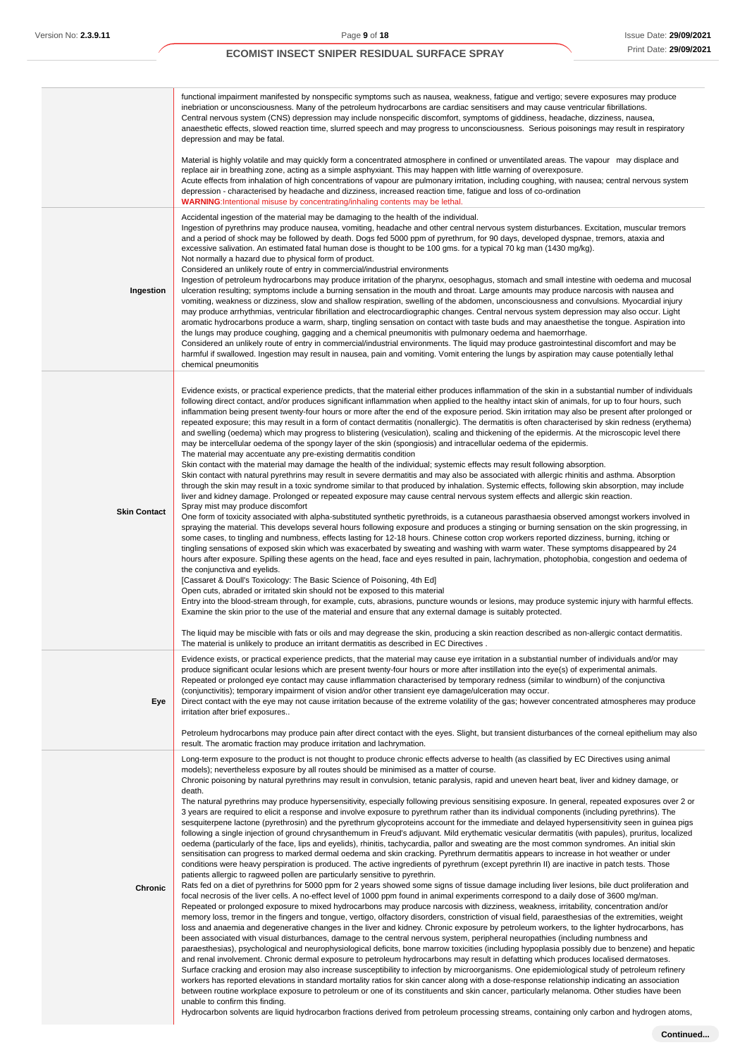| | |
|---|---|
| | functional impairment manifested by nonspecific symptoms such as nausea, weakness, fatigue and vertigo; severe exposures may produce inebriation or unconsciousness. Many of the petroleum hydrocarbons are cardiac sensitisers and may cause ventricular fibrillations.<br>Central nervous system (CNS) depression may include nonspecific discomfort, symptoms of giddiness, headache, dizziness, nausea, anaesthetic effects, slowed reaction time, slurred speech and may progress to unconsciousness. Serious poisonings may result in respiratory depression and may be fatal.<br><br>Material is highly volatile and may quickly form a concentrated atmosphere in confined or unventilated areas. The vapour may displace and replace air in breathing zone, acting as a simple asphyxiant. This may happen with little warning of overexposure.<br>Acute effects from inhalation of high concentrations of vapour are pulmonary irritation, including coughing, with nausea; central nervous system depression - characterised by headache and dizziness, increased reaction time, fatigue and loss of co-ordination<br>**WARNING**:Intentional misuse by concentrating/inhaling contents may be lethal. |
| **Ingestion** | Accidental ingestion of the material may be damaging to the health of the individual.<br>Ingestion of pyrethrins may produce nausea, vomiting, headache and other central nervous system disturbances. Excitation, muscular tremors and a period of shock may be followed by death. Dogs fed 5000 ppm of pyrethrum, for 90 days, developed dyspnae, tremors, ataxia and excessive salivation. An estimated fatal human dose is thought to be 100 gms. for a typical 70 kg man (1430 mg/kg).<br>Not normally a hazard due to physical form of product.<br>Considered an unlikely route of entry in commercial/industrial environments<br>Ingestion of petroleum hydrocarbons may produce irritation of the pharynx, oesophagus, stomach and small intestine with oedema and mucosal ulceration resulting; symptoms include a burning sensation in the mouth and throat. Large amounts may produce narcosis with nausea and vomiting, weakness or dizziness, slow and shallow respiration, swelling of the abdomen, unconsciousness and convulsions. Myocardial injury may produce arrhythmias, ventricular fibrillation and electrocardiographic changes. Central nervous system depression may also occur. Light aromatic hydrocarbons produce a warm, sharp, tingling sensation on contact with taste buds and may anaesthetise the tongue. Aspiration into the lungs may produce coughing, gagging and a chemical pneumonitis with pulmonary oedema and haemorrhage.<br>Considered an unlikely route of entry in commercial/industrial environments. The liquid may produce gastrointestinal discomfort and may be harmful if swallowed. Ingestion may result in nausea, pain and vomiting. Vomit entering the lungs by aspiration may cause potentially lethal chemical pneumonitis |
| **Skin Contact** | Evidence exists, or practical experience predicts, that the material either produces inflammation of the skin in a substantial number of individuals following direct contact, and/or produces significant inflammation when applied to the healthy intact skin of animals, for up to four hours, such inflammation being present twenty-four hours or more after the end of the exposure period. Skin irritation may also be present after prolonged or repeated exposure; this may result in a form of contact dermatitis (nonallergic). The dermatitis is often characterised by skin redness (erythema) and swelling (oedema) which may progress to blistering (vesiculation), scaling and thickening of the epidermis. At the microscopic level there may be intercellular oedema of the spongy layer of the skin (spongiosis) and intracellular oedema of the epidermis.<br>The material may accentuate any pre-existing dermatitis condition<br>Skin contact with the material may damage the health of the individual; systemic effects may result following absorption.<br>Skin contact with natural pyrethrins may result in severe dermatitis and may also be associated with allergic rhinitis and asthma. Absorption through the skin may result in a toxic syndrome similar to that produced by inhalation. Systemic effects, following skin absorption, may include liver and kidney damage. Prolonged or repeated exposure may cause central nervous system effects and allergic skin reaction.<br>Spray mist may produce discomfort<br>One form of toxicity associated with alpha-substituted synthetic pyrethroids, is a cutaneous parasthaesia observed amongst workers involved in spraying the material. This develops several hours following exposure and produces a stinging or burning sensation on the skin progressing, in some cases, to tingling and numbness, effects lasting for 12-18 hours. Chinese cotton crop workers reported dizziness, burning, itching or tingling sensations of exposed skin which was exacerbated by sweating and washing with warm water. These symptoms disappeared by 24 hours after exposure. Spilling these agents on the head, face and eyes resulted in pain, lachrymation, photophobia, congestion and oedema of the conjunctiva and eyelids.<br>[Cassaret & Doull's Toxicology: The Basic Science of Poisoning, 4th Ed]<br>Open cuts, abraded or irritated skin should not be exposed to this material<br>Entry into the blood-stream through, for example, cuts, abrasions, puncture wounds or lesions, may produce systemic injury with harmful effects. Examine the skin prior to the use of the material and ensure that any external damage is suitably protected.<br><br>The liquid may be miscible with fats or oils and may degrease the skin, producing a skin reaction described as non-allergic contact dermatitis. The material is unlikely to produce an irritant dermatitis as described in EC Directives . |
| **Eye** | Evidence exists, or practical experience predicts, that the material may cause eye irritation in a substantial number of individuals and/or may produce significant ocular lesions which are present twenty-four hours or more after instillation into the eye(s) of experimental animals.<br>Repeated or prolonged eye contact may cause inflammation characterised by temporary redness (similar to windburn) of the conjunctiva (conjunctivitis); temporary impairment of vision and/or other transient eye damage/ulceration may occur.<br>Direct contact with the eye may not cause irritation because of the extreme volatility of the gas; however concentrated atmospheres may produce irritation after brief exposures..<br><br>Petroleum hydrocarbons may produce pain after direct contact with the eyes. Slight, but transient disturbances of the corneal epithelium may also result. The aromatic fraction may produce irritation and lachrymation. |
| **Chronic** | Long-term exposure to the product is not thought to produce chronic effects adverse to health (as classified by EC Directives using animal models); nevertheless exposure by all routes should be minimised as a matter of course.<br>Chronic poisoning by natural pyrethrins may result in convulsion, tetanic paralysis, rapid and uneven heart beat, liver and kidney damage, or death.<br>The natural pyrethrins may produce hypersensitivity, especially following previous sensitising exposure. In general, repeated exposures over 2 or 3 years are required to elicit a response and involve exposure to pyrethrum rather than its individual components (including pyrethrins). The sesquiterpene lactone (pyrethrosin) and the pyrethrum glycoproteins account for the immediate and delayed hypersensitivity seen in guinea pigs following a single injection of ground chrysanthemum in Freud's adjuvant. Mild erythematic vesicular dermatitis (with papules), pruritus, localized oedema (particularly of the face, lips and eyelids), rhinitis, tachycardia, pallor and sweating are the most common syndromes. An initial skin sensitisation can progress to marked dermal oedema and skin cracking. Pyrethrum dermatitis appears to increase in hot weather or under conditions were heavy perspiration is produced. The active ingredients of pyrethrum (except pyrethrin II) are inactive in patch tests. Those patients allergic to ragweed pollen are particularly sensitive to pyrethrin.<br>Rats fed on a diet of pyrethrins for 5000 ppm for 2 years showed some signs of tissue damage including liver lesions, bile duct proliferation and focal necrosis of the liver cells. A no-effect level of 1000 ppm found in animal experiments correspond to a daily dose of 3600 mg/man.<br>Repeated or prolonged exposure to mixed hydrocarbons may produce narcosis with dizziness, weakness, irritability, concentration and/or memory loss, tremor in the fingers and tongue, vertigo, olfactory disorders, constriction of visual field, paraesthesias of the extremities, weight loss and anaemia and degenerative changes in the liver and kidney. Chronic exposure by petroleum workers, to the lighter hydrocarbons, has been associated with visual disturbances, damage to the central nervous system, peripheral neuropathies (including numbness and paraesthesias), psychological and neurophysiological deficits, bone marrow toxicities (including hypoplasia possibly due to benzene) and hepatic and renal involvement. Chronic dermal exposure to petroleum hydrocarbons may result in defatting which produces localised dermatoses. Surface cracking and erosion may also increase susceptibility to infection by microorganisms. One epidemiological study of petroleum refinery workers has reported elevations in standard mortality ratios for skin cancer along with a dose-response relationship indicating an association between routine workplace exposure to petroleum or one of its constituents and skin cancer, particularly melanoma. Other studies have been unable to confirm this finding.<br>Hydrocarbon solvents are liquid hydrocarbon fractions derived from petroleum processing streams, containing only carbon and hydrogen atoms, |

Continued...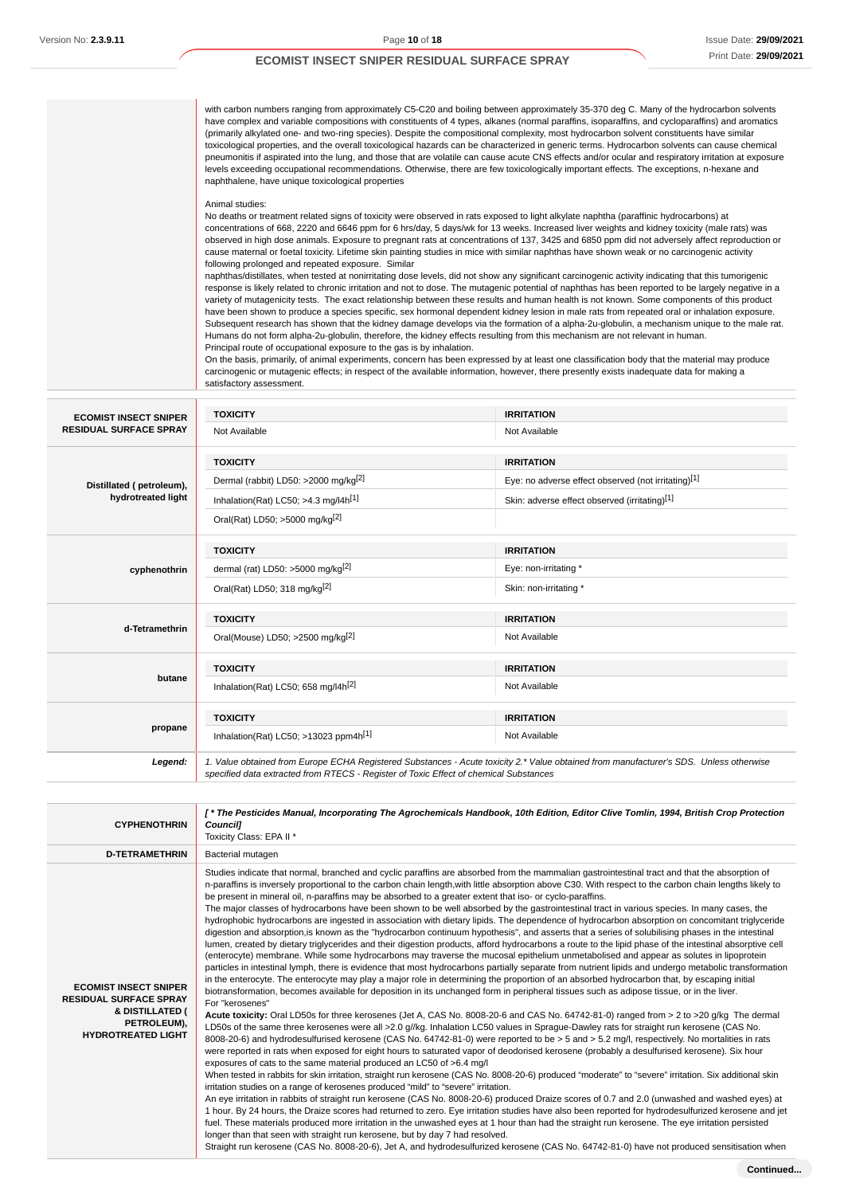with carbon numbers ranging from approximately C5-C20 and boiling between approximately 35-370 deg C. Many of the hydrocarbon solvents have complex and variable compositions with constituents of 4 types, alkanes (normal paraffins, isoparaffins, and cycloparaffins) and aromatics (primarily alkylated one- and two-ring species). Despite the compositional complexity, most hydrocarbon solvent constituents have similar toxicological properties, and the overall toxicological hazards can be characterized in generic terms. Hydrocarbon solvents can cause chemical pneumonitis if aspirated into the lung, and those that are volatile can cause acute CNS effects and/or ocular and respiratory irritation at exposure levels exceeding occupational recommendations. Otherwise, there are few toxicologically important effects. The exceptions, n-hexane and naphthalene, have unique toxicological properties

Animal studies:
No deaths or treatment related signs of toxicity were observed in rats exposed to light alkylate naphtha (paraffinic hydrocarbons) at concentrations of 668, 2220 and 6646 ppm for 6 hrs/day, 5 days/wk for 13 weeks. Increased liver weights and kidney toxicity (male rats) was observed in high dose animals. Exposure to pregnant rats at concentrations of 137, 3425 and 6850 ppm did not adversely affect reproduction or cause maternal or foetal toxicity. Lifetime skin painting studies in mice with similar naphthas have shown weak or no carcinogenic activity following prolonged and repeated exposure. Similar
naphthas/distillates, when tested at nonirritating dose levels, did not show any significant carcinogenic activity indicating that this tumorigenic response is likely related to chronic irritation and not to dose. The mutagenic potential of naphthas has been reported to be largely negative in a variety of mutagenicity tests. The exact relationship between these results and human health is not known. Some components of this product have been shown to produce a species specific, sex hormonal dependent kidney lesion in male rats from repeated oral or inhalation exposure. Subsequent research has shown that the kidney damage develops via the formation of a alpha-2u-globulin, a mechanism unique to the male rat. Humans do not form alpha-2u-globulin, therefore, the kidney effects resulting from this mechanism are not relevant in human.
Principal route of occupational exposure to the gas is by inhalation.
On the basis, primarily, of animal experiments, concern has been expressed by at least one classification body that the material may produce carcinogenic or mutagenic effects; in respect of the available information, however, there presently exists inadequate data for making a satisfactory assessment.

| | TOXICITY | IRRITATION |
|---|---|---|
| **ECOMIST INSECT SNIPER RESIDUAL SURFACE SPRAY** | Not Available | Not Available |
| **Distillated ( petroleum), hydrotreated light** | Dermal (rabbit) LD50: >2000 mg/kg[2] | Eye: no adverse effect observed (not irritating)[1] |
| | Inhalation(Rat) LC50; >4.3 mg/l4h[1] | Skin: adverse effect observed (irritating)[1] |
| | Oral(Rat) LD50; >5000 mg/kg[2] | |
| **cyphenothrin** | dermal (rat) LD50: >5000 mg/kg[2] | Eye: non-irritating * |
| | Oral(Rat) LD50; 318 mg/kg[2] | Skin: non-irritating * |
| **d-Tetramethrin** | Oral(Mouse) LD50; >2500 mg/kg[2] | Not Available |
| **butane** | Inhalation(Rat) LC50; 658 mg/l4h[2] | Not Available |
| **propane** | Inhalation(Rat) LC50; >13023 ppm4h[1] | Not Available |
| ***Legend:*** | *1. Value obtained from Europe ECHA Registered Substances - Acute toxicity 2.* Value obtained from manufacturer's SDS. Unless otherwise specified data extracted from RTECS - Register of Toxic Effect of chemical Substances* | |

| | |
|---|---|
| **CYPHENOTHRIN** | ***[ * The Pesticides Manual, Incorporating The Agrochemicals Handbook, 10th Edition, Editor Clive Tomlin, 1994, British Crop Protection Council]*** Toxicity Class: EPA II * |
| **D-TETRAMETHRIN** | Bacterial mutagen |
| **ECOMIST INSECT SNIPER RESIDUAL SURFACE SPRAY & DISTILLATED ( PETROLEUM), HYDROTREATED LIGHT** | Studies indicate that normal, branched and cyclic paraffins are absorbed from the mammalian gastrointestinal tract and that the absorption of n-paraffins is inversely proportional to the carbon chain length,with little absorption above C30. With respect to the carbon chain lengths likely to be present in mineral oil, n-paraffins may be absorbed to a greater extent that iso- or cyclo-paraffins.<br>The major classes of hydrocarbons have been shown to be well absorbed by the gastrointestinal tract in various species. In many cases, the hydrophobic hydrocarbons are ingested in association with dietary lipids. The dependence of hydrocarbon absorption on concomitant triglyceride digestion and absorption,is known as the "hydrocarbon continuum hypothesis", and asserts that a series of solubilising phases in the intestinal lumen, created by dietary triglycerides and their digestion products, afford hydrocarbons a route to the lipid phase of the intestinal absorptive cell (enterocyte) membrane. While some hydrocarbons may traverse the mucosal epithelium unmetabolised and appear as solutes in lipoprotein particles in intestinal lymph, there is evidence that most hydrocarbons partially separate from nutrient lipids and undergo metabolic transformation in the enterocyte. The enterocyte may play a major role in determining the proportion of an absorbed hydrocarbon that, by escaping initial biotransformation, becomes available for deposition in its unchanged form in peripheral tissues such as adipose tissue, or in the liver.<br>For "kerosenes"<br>**Acute toxicity:** Oral LD50s for three kerosenes (Jet A, CAS No. 8008-20-6 and CAS No. 64742-81-0) ranged from > 2 to >20 g/kg The dermal LD50s of the same three kerosenes were all >2.0 g//kg. Inhalation LC50 values in Sprague-Dawley rats for straight run kerosene (CAS No. 8008-20-6) and hydrodesulfurised kerosene (CAS No. 64742-81-0) were reported to be > 5 and > 5.2 mg/l, respectively. No mortalities in rats were reported in rats when exposed for eight hours to saturated vapor of deodorised kerosene (probably a desulfurised kerosene). Six hour exposures of cats to the same material produced an LC50 of >6.4 mg/l<br>When tested in rabbits for skin irritation, straight run kerosene (CAS No. 8008-20-6) produced "moderate" to "severe" irritation. Six additional skin irritation studies on a range of kerosenes produced "mild" to "severe" irritation.<br>An eye irritation in rabbits of straight run kerosene (CAS No. 8008-20-6) produced Draize scores of 0.7 and 2.0 (unwashed and washed eyes) at 1 hour. By 24 hours, the Draize scores had returned to zero. Eye irritation studies have also been reported for hydrodesulfurized kerosene and jet fuel. These materials produced more irritation in the unwashed eyes at 1 hour than had the straight run kerosene. The eye irritation persisted longer than that seen with straight run kerosene, but by day 7 had resolved.<br>Straight run kerosene (CAS No. 8008-20-6), Jet A, and hydrodesulfurized kerosene (CAS No. 64742-81-0) have not produced sensitisation when |

Continued...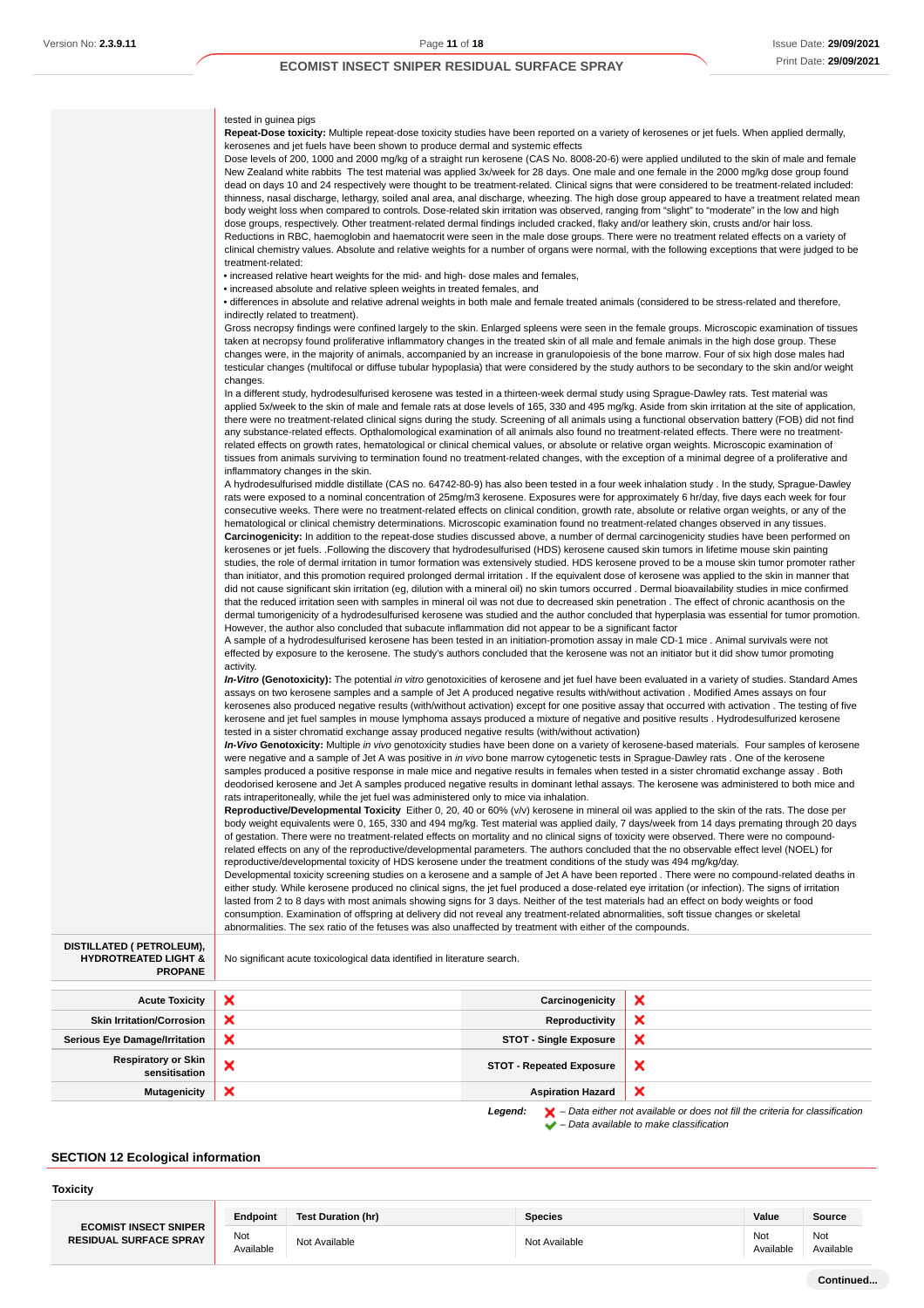| | |
|---|---|
| | tested in guinea pigs<br>**Repeat-Dose toxicity:** Multiple repeat-dose toxicity studies have been reported on a variety of kerosenes or jet fuels. When applied dermally, kerosenes and jet fuels have been shown to produce dermal and systemic effects<br>Dose levels of 200, 1000 and 2000 mg/kg of a straight run kerosene (CAS No. 8008-20-6) were applied undiluted to the skin of male and female New Zealand white rabbits The test material was applied 3x/week for 28 days. One male and one female in the 2000 mg/kg dose group found dead on days 10 and 24 respectively were thought to be treatment-related. Clinical signs that were considered to be treatment-related included: thinness, nasal discharge, lethargy, soiled anal area, anal discharge, wheezing. The high dose group appeared to have a treatment related mean body weight loss when compared to controls. Dose-related skin irritation was observed, ranging from "slight" to "moderate" in the low and high dose groups, respectively. Other treatment-related dermal findings included cracked, flaky and/or leathery skin, crusts and/or hair loss.<br>Reductions in RBC, haemoglobin and haematocrit were seen in the male dose groups. There were no treatment related effects on a variety of clinical chemistry values. Absolute and relative weights for a number of organs were normal, with the following exceptions that were judged to be treatment-related:<br>• increased relative heart weights for the mid- and high- dose males and females,<br>• increased absolute and relative spleen weights in treated females, and<br>• differences in absolute and relative adrenal weights in both male and female treated animals (considered to be stress-related and therefore, indirectly related to treatment).<br>Gross necropsy findings were confined largely to the skin. Enlarged spleens were seen in the female groups. Microscopic examination of tissues taken at necropsy found proliferative inflammatory changes in the treated skin of all male and female animals in the high dose group. These changes were, in the majority of animals, accompanied by an increase in granulopoiesis of the bone marrow. Four of six high dose males had testicular changes (multifocal or diffuse tubular hypoplasia) that were considered by the study authors to be secondary to the skin and/or weight changes.<br>In a different study, hydrodesulfurised kerosene was tested in a thirteen-week dermal study using Sprague-Dawley rats. Test material was applied 5x/week to the skin of male and female rats at dose levels of 165, 330 and 495 mg/kg. Aside from skin irritation at the site of application, there were no treatment-related clinical signs during the study. Screening of all animals using a functional observation battery (FOB) did not find any substance-related effects. Opthalomogical examination of all animals also found no treatment-related effects. There were no treatment-related effects on growth rates, hematological or clinical chemical values, or absolute or relative organ weights. Microscopic examination of tissues from animals surviving to termination found no treatment-related changes, with the exception of a minimal degree of a proliferative and inflammatory changes in the skin.<br>A hydrodesulfurised middle distillate (CAS no. 64742-80-9) has also been tested in a four week inhalation study . In the study, Sprague-Dawley rats were exposed to a nominal concentration of 25mg/m3 kerosene. Exposures were for approximately 6 hr/day, five days each week for four consecutive weeks. There were no treatment-related effects on clinical condition, growth rate, absolute or relative organ weights, or any of the hematological or clinical chemistry determinations. Microscopic examination found no treatment-related changes observed in any tissues.<br>**Carcinogenicity:** In addition to the repeat-dose studies discussed above, a number of dermal carcinogenicity studies have been performed on kerosenes or jet fuels. .Following the discovery that hydrodesulfurised (HDS) kerosene caused skin tumors in lifetime mouse skin painting studies, the role of dermal irritation in tumor formation was extensively studied. HDS kerosene proved to be a mouse skin tumor promoter rather than initiator, and this promotion required prolonged dermal irritation . If the equivalent dose of kerosene was applied to the skin in manner that did not cause significant skin irritation (eg, dilution with a mineral oil) no skin tumors occurred . Dermal bioavailability studies in mice confirmed that the reduced irritation seen with samples in mineral oil was not due to decreased skin penetration . The effect of chronic acanthosis on the dermal tumorigenicity of a hydrodesulfurised kerosene was studied and the author concluded that hyperplasia was essential for tumor promotion. However, the author also concluded that subacute inflammation did not appear to be a significant factor<br>A sample of a hydrodesulfurised kerosene has been tested in an initiation-promotion assay in male CD-1 mice . Animal survivals were not effected by exposure to the kerosene. The study's authors concluded that the kerosene was not an initiator but it did show tumor promoting activity.<br>***In-Vitro* (Genotoxicity):** The potential *in vitro* genotoxicities of kerosene and jet fuel have been evaluated in a variety of studies. Standard Ames assays on two kerosene samples and a sample of Jet A produced negative results with/without activation . Modified Ames assays on four kerosenes also produced negative results (with/without activation) except for one positive assay that occurred with activation . The testing of five kerosene and jet fuel samples in mouse lymphoma assays produced a mixture of negative and positive results . Hydrodesulfurized kerosene tested in a sister chromatid exchange assay produced negative results (with/without activation)<br>***In-Vivo* Genotoxicity:** Multiple *in vivo* genotoxicity studies have been done on a variety of kerosene-based materials. Four samples of kerosene were negative and a sample of Jet A was positive in *in vivo* bone marrow cytogenetic tests in Sprague-Dawley rats . One of the kerosene samples produced a positive response in male mice and negative results in females when tested in a sister chromatid exchange assay . Both deodorised kerosene and Jet A samples produced negative results in dominant lethal assays. The kerosene was administered to both mice and rats intraperitoneally, while the jet fuel was administered only to mice via inhalation.<br>**Reproductive/Developmental Toxicity** Either 0, 20, 40 or 60% (v/v) kerosene in mineral oil was applied to the skin of the rats. The dose per body weight equivalents were 0, 165, 330 and 494 mg/kg. Test material was applied daily, 7 days/week from 14 days premating through 20 days of gestation. There were no treatment-related effects on mortality and no clinical signs of toxicity were observed. There were no compound-related effects on any of the reproductive/developmental parameters. The authors concluded that the no observable effect level (NOEL) for reproductive/developmental toxicity of HDS kerosene under the treatment conditions of the study was 494 mg/kg/day.<br>Developmental toxicity screening studies on a kerosene and a sample of Jet A have been reported . There were no compound-related deaths in either study. While kerosene produced no clinical signs, the jet fuel produced a dose-related eye irritation (or infection). The signs of irritation lasted from 2 to 8 days with most animals showing signs for 3 days. Neither of the test materials had an effect on body weights or food consumption. Examination of offspring at delivery did not reveal any treatment-related abnormalities, soft tissue changes or skeletal abnormalities. The sex ratio of the fetuses was also unaffected by treatment with either of the compounds. |
| **DISTILLATED ( PETROLEUM), HYDROTREATED LIGHT & PROPANE** | No significant acute toxicological data identified in literature search. |

| | | | |
|---|---|---|---|
| **Acute Toxicity** | ❌ | **Carcinogenicity** | ❌ |
| **Skin Irritation/Corrosion** | ❌ | **Reproductivity** | ❌ |
| **Serious Eye Damage/Irritation** | ❌ | **STOT - Single Exposure** | ❌ |
| **Respiratory or Skin sensitisation** | ❌ | **STOT - Repeated Exposure** | ❌ |
| **Mutagenicity** | ❌ | **Aspiration Hazard** | ❌ |

***Legend:*** ❌ *– Data either not available or does not fill the criteria for classification*
✔ *– Data available to make classification*

## SECTION 12 Ecological information

### Toxicity

| | Endpoint | Test Duration (hr) | Species | Value | Source |
|---|---|---|---|---|---|
| **ECOMIST INSECT SNIPER RESIDUAL SURFACE SPRAY** | Not Available | Not Available | Not Available | Not Available | Not Available |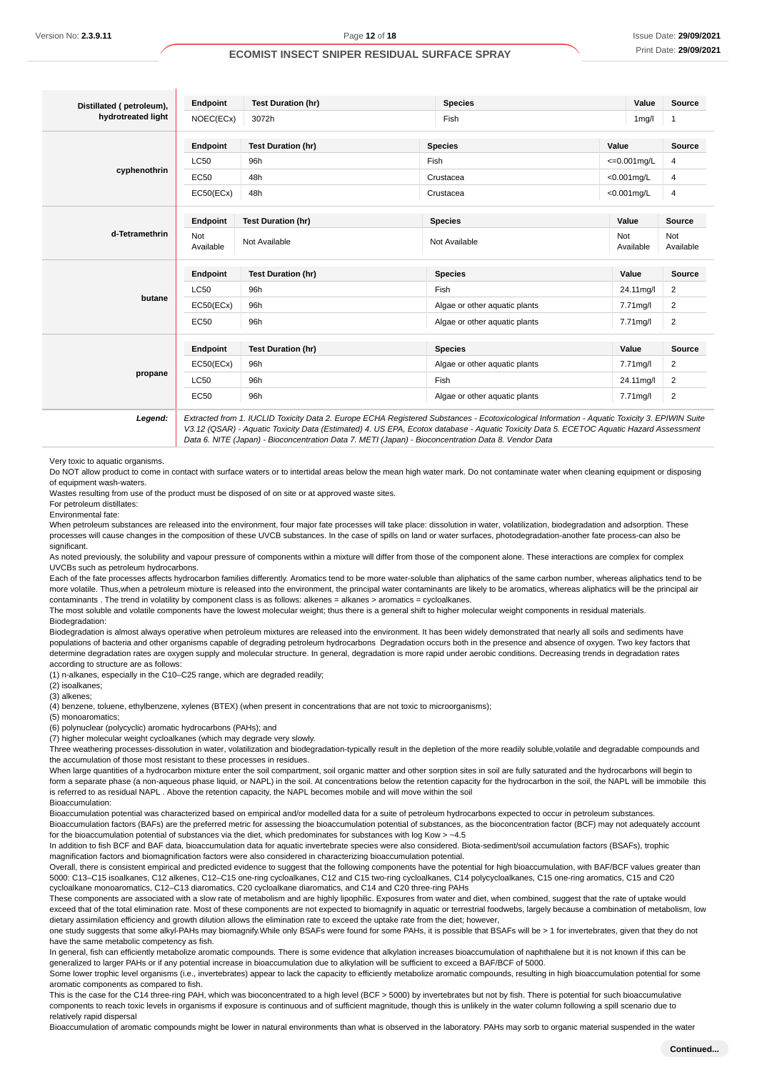| Distillated ( petroleum), hydrotreated light | Endpoint | Test Duration (hr) | Species | Value | Source |
|---|---|---|---|---|---|
| | NOEC(ECx) | 3072h | Fish | 1mg/l | 1 |

| cyphenothrin | Endpoint | Test Duration (hr) | Species | Value | Source |
|---|---|---|---|---|---|
| | LC50 | 96h | Fish | <=0.001mg/L | 4 |
| | EC50 | 48h | Crustacea | <0.001mg/L | 4 |
| | EC50(ECx) | 48h | Crustacea | <0.001mg/L | 4 |

| d-Tetramethrin | Endpoint | Test Duration (hr) | Species | Value | Source |
|---|---|---|---|---|---|
| | Not Available | Not Available | Not Available | Not Available | Not Available |

| butane | Endpoint | Test Duration (hr) | Species | Value | Source |
|---|---|---|---|---|---|
| | LC50 | 96h | Fish | 24.11mg/l | 2 |
| | EC50(ECx) | 96h | Algae or other aquatic plants | 7.71mg/l | 2 |
| | EC50 | 96h | Algae or other aquatic plants | 7.71mg/l | 2 |

| propane | Endpoint | Test Duration (hr) | Species | Value | Source |
|---|---|---|---|---|---|
| | EC50(ECx) | 96h | Algae or other aquatic plants | 7.71mg/l | 2 |
| | LC50 | 96h | Fish | 24.11mg/l | 2 |
| | EC50 | 96h | Algae or other aquatic plants | 7.71mg/l | 2 |

***Legend:*** *Extracted from 1. IUCLID Toxicity Data 2. Europe ECHA Registered Substances - Ecotoxicological Information - Aquatic Toxicity 3. EPIWIN Suite V3.12 (QSAR) - Aquatic Toxicity Data (Estimated) 4. US EPA, Ecotox database - Aquatic Toxicity Data 5. ECETOC Aquatic Hazard Assessment Data 6. NITE (Japan) - Bioconcentration Data 7. METI (Japan) - Bioconcentration Data 8. Vendor Data*

Very toxic to aquatic organisms.
Do NOT allow product to come in contact with surface waters or to intertidal areas below the mean high water mark. Do not contaminate water when cleaning equipment or disposing of equipment wash-waters.
Wastes resulting from use of the product must be disposed of on site or at approved waste sites.
For petroleum distillates:
Environmental fate:
When petroleum substances are released into the environment, four major fate processes will take place: dissolution in water, volatilization, biodegradation and adsorption. These processes will cause changes in the composition of these UVCB substances. In the case of spills on land or water surfaces, photodegradation-another fate process-can also be significant.
As noted previously, the solubility and vapour pressure of components within a mixture will differ from those of the component alone. These interactions are complex for complex UVCBs such as petroleum hydrocarbons.
Each of the fate processes affects hydrocarbon families differently. Aromatics tend to be more water-soluble than aliphatics of the same carbon number, whereas aliphatics tend to be more volatile. Thus,when a petroleum mixture is released into the environment, the principal water contaminants are likely to be aromatics, whereas aliphatics will be the principal air contaminants . The trend in volatility by component class is as follows: alkenes = alkanes > aromatics = cycloalkanes.
The most soluble and volatile components have the lowest molecular weight; thus there is a general shift to higher molecular weight components in residual materials.
Biodegradation:
Biodegradation is almost always operative when petroleum mixtures are released into the environment. It has been widely demonstrated that nearly all soils and sediments have populations of bacteria and other organisms capable of degrading petroleum hydrocarbons Degradation occurs both in the presence and absence of oxygen. Two key factors that determine degradation rates are oxygen supply and molecular structure. In general, degradation is more rapid under aerobic conditions. Decreasing trends in degradation rates according to structure are as follows:
(1) n-alkanes, especially in the C10–C25 range, which are degraded readily;
(2) isoalkanes;
(3) alkenes;
(4) benzene, toluene, ethylbenzene, xylenes (BTEX) (when present in concentrations that are not toxic to microorganisms);
(5) monoaromatics;
(6) polynuclear (polycyclic) aromatic hydrocarbons (PAHs); and
(7) higher molecular weight cycloalkanes (which may degrade very slowly.
Three weathering processes-dissolution in water, volatilization and biodegradation-typically result in the depletion of the more readily soluble,volatile and degradable compounds and the accumulation of those most resistant to these processes in residues.
When large quantities of a hydrocarbon mixture enter the soil compartment, soil organic matter and other sorption sites in soil are fully saturated and the hydrocarbons will begin to form a separate phase (a non-aqueous phase liquid, or NAPL) in the soil. At concentrations below the retention capacity for the hydrocarbon in the soil, the NAPL will be immobile this is referred to as residual NAPL . Above the retention capacity, the NAPL becomes mobile and will move within the soil
Bioaccumulation:
Bioaccumulation potential was characterized based on empirical and/or modelled data for a suite of petroleum hydrocarbons expected to occur in petroleum substances.
Bioaccumulation factors (BAFs) are the preferred metric for assessing the bioaccumulation potential of substances, as the bioconcentration factor (BCF) may not adequately account for the bioaccumulation potential of substances via the diet, which predominates for substances with log Kow > ~4.5
In addition to fish BCF and BAF data, bioaccumulation data for aquatic invertebrate species were also considered. Biota-sediment/soil accumulation factors (BSAFs), trophic magnification factors and biomagnification factors were also considered in characterizing bioaccumulation potential.
Overall, there is consistent empirical and predicted evidence to suggest that the following components have the potential for high bioaccumulation, with BAF/BCF values greater than 5000: C13–C15 isoalkanes, C12 alkenes, C12–C15 one-ring cycloalkanes, C12 and C15 two-ring cycloalkanes, C14 polycycloalkanes, C15 one-ring aromatics, C15 and C20 cycloalkane monoaromatics, C12–C13 diaromatics, C20 cycloalkane diaromatics, and C14 and C20 three-ring PAHs
These components are associated with a slow rate of metabolism and are highly lipophilic. Exposures from water and diet, when combined, suggest that the rate of uptake would exceed that of the total elimination rate. Most of these components are not expected to biomagnify in aquatic or terrestrial foodwebs, largely because a combination of metabolism, low dietary assimilation efficiency and growth dilution allows the elimination rate to exceed the uptake rate from the diet; however,
one study suggests that some alkyl-PAHs may biomagnify.While only BSAFs were found for some PAHs, it is possible that BSAFs will be > 1 for invertebrates, given that they do not have the same metabolic competency as fish.
In general, fish can efficiently metabolize aromatic compounds. There is some evidence that alkylation increases bioaccumulation of naphthalene but it is not known if this can be generalized to larger PAHs or if any potential increase in bioaccumulation due to alkylation will be sufficient to exceed a BAF/BCF of 5000.
Some lower trophic level organisms (i.e., invertebrates) appear to lack the capacity to efficiently metabolize aromatic compounds, resulting in high bioaccumulation potential for some aromatic components as compared to fish.
This is the case for the C14 three-ring PAH, which was bioconcentrated to a high level (BCF > 5000) by invertebrates but not by fish. There is potential for such bioaccumulative components to reach toxic levels in organisms if exposure is continuous and of sufficient magnitude, though this is unlikely in the water column following a spill scenario due to relatively rapid dispersal
Bioaccumulation of aromatic compounds might be lower in natural environments than what is observed in the laboratory. PAHs may sorb to organic material suspended in the water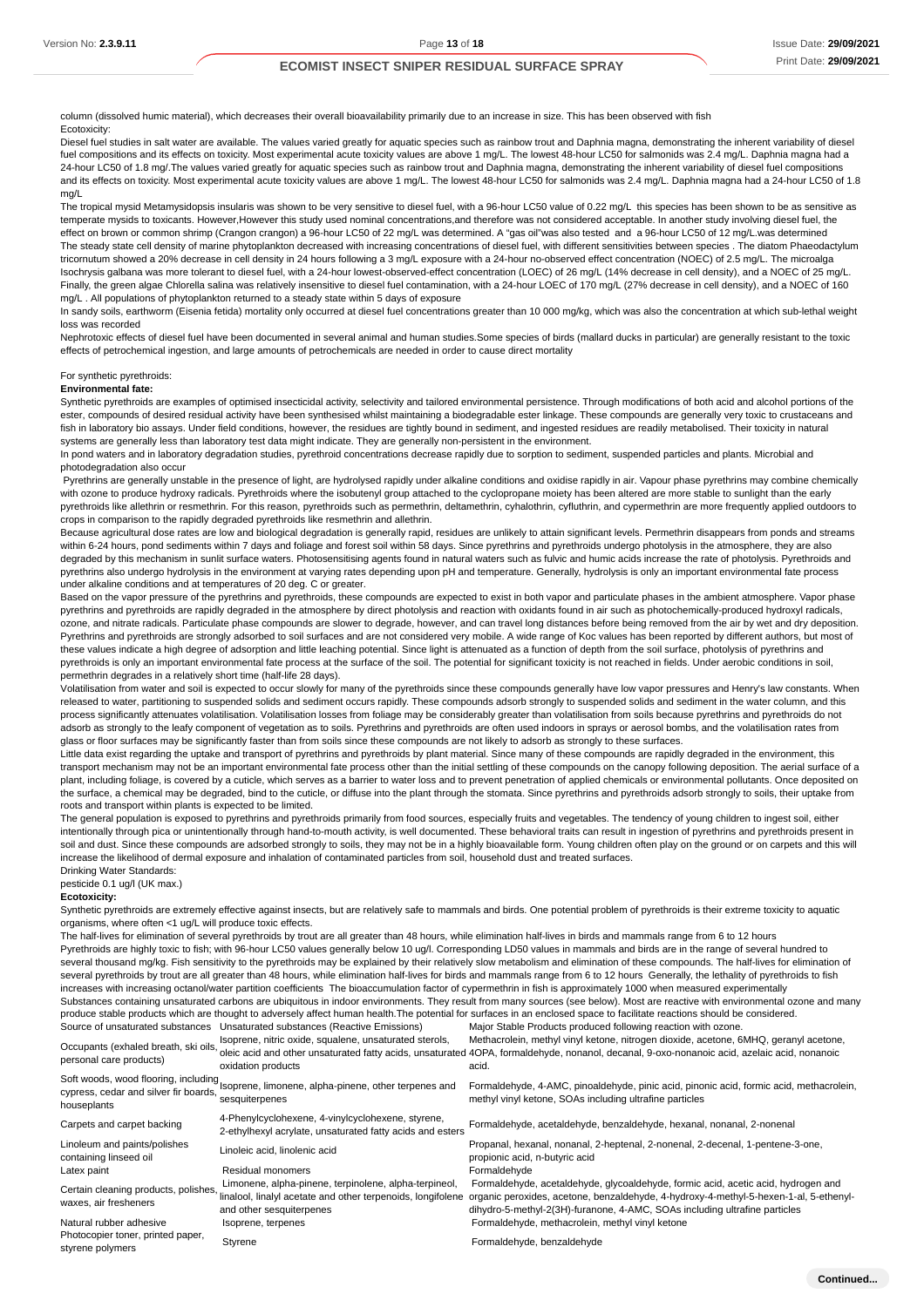column (dissolved humic material), which decreases their overall bioavailability primarily due to an increase in size. This has been observed with fish

Ecotoxicity:

Diesel fuel studies in salt water are available. The values varied greatly for aquatic species such as rainbow trout and Daphnia magna, demonstrating the inherent variability of diesel fuel compositions and its effects on toxicity. Most experimental acute toxicity values are above 1 mg/L. The lowest 48-hour LC50 for salmonids was 2.4 mg/L. Daphnia magna had a 24-hour LC50 of 1.8 mg/.The values varied greatly for aquatic species such as rainbow trout and Daphnia magna, demonstrating the inherent variability of diesel fuel compositions and its effects on toxicity. Most experimental acute toxicity values are above 1 mg/L. The lowest 48-hour LC50 for salmonids was 2.4 mg/L. Daphnia magna had a 24-hour LC50 of 1.8 mg/L

The tropical mysid Metamysidopsis insularis was shown to be very sensitive to diesel fuel, with a 96-hour LC50 value of 0.22 mg/L this species has been shown to be as sensitive as temperate mysids to toxicants. However,However this study used nominal concentrations,and therefore was not considered acceptable. In another study involving diesel fuel, the effect on brown or common shrimp (Crangon crangon) a 96-hour LC50 of 22 mg/L was determined. A "gas oil"was also tested and a 96-hour LC50 of 12 mg/L.was determined

The steady state cell density of marine phytoplankton decreased with increasing concentrations of diesel fuel, with different sensitivities between species . The diatom Phaeodactylum tricornutum showed a 20% decrease in cell density in 24 hours following a 3 mg/L exposure with a 24-hour no-observed effect concentration (NOEC) of 2.5 mg/L. The microalga Isochrysis galbana was more tolerant to diesel fuel, with a 24-hour lowest-observed-effect concentration (LOEC) of 26 mg/L (14% decrease in cell density), and a NOEC of 25 mg/L. Finally, the green algae Chlorella salina was relatively insensitive to diesel fuel contamination, with a 24-hour LOEC of 170 mg/L (27% decrease in cell density), and a NOEC of 160 mg/L . All populations of phytoplankton returned to a steady state within 5 days of exposure

In sandy soils, earthworm (Eisenia fetida) mortality only occurred at diesel fuel concentrations greater than 10 000 mg/kg, which was also the concentration at which sub-lethal weight loss was recorded

Nephrotoxic effects of diesel fuel have been documented in several animal and human studies.Some species of birds (mallard ducks in particular) are generally resistant to the toxic effects of petrochemical ingestion, and large amounts of petrochemicals are needed in order to cause direct mortality

For synthetic pyrethroids:

**Environmental fate:**

Synthetic pyrethroids are examples of optimised insecticidal activity, selectivity and tailored environmental persistence. Through modifications of both acid and alcohol portions of the ester, compounds of desired residual activity have been synthesised whilst maintaining a biodegradable ester linkage. These compounds are generally very toxic to crustaceans and fish in laboratory bio assays. Under field conditions, however, the residues are tightly bound in sediment, and ingested residues are readily metabolised. Their toxicity in natural systems are generally less than laboratory test data might indicate. They are generally non-persistent in the environment.

In pond waters and in laboratory degradation studies, pyrethroid concentrations decrease rapidly due to sorption to sediment, suspended particles and plants. Microbial and photodegradation also occur

Pyrethrins are generally unstable in the presence of light, are hydrolysed rapidly under alkaline conditions and oxidise rapidly in air. Vapour phase pyrethrins may combine chemically with ozone to produce hydroxy radicals. Pyrethroids where the isobutenyl group attached to the cyclopropane moiety has been altered are more stable to sunlight than the early pyrethroids like allethrin or resmethrin. For this reason, pyrethroids such as permethrin, deltamethrin, cyhalothrin, cyfluthrin, and cypermethrin are more frequently applied outdoors to crops in comparison to the rapidly degraded pyrethroids like resmethrin and allethrin.

Because agricultural dose rates are low and biological degradation is generally rapid, residues are unlikely to attain significant levels. Permethrin disappears from ponds and streams within 6-24 hours, pond sediments within 7 days and foliage and forest soil within 58 days. Since pyrethrins and pyrethroids undergo photolysis in the atmosphere, they are also degraded by this mechanism in sunlit surface waters. Photosensitising agents found in natural waters such as fulvic and humic acids increase the rate of photolysis. Pyrethroids and pyrethrins also undergo hydrolysis in the environment at varying rates depending upon pH and temperature. Generally, hydrolysis is only an important environmental fate process under alkaline conditions and at temperatures of 20 deg. C or greater.

Based on the vapor pressure of the pyrethrins and pyrethroids, these compounds are expected to exist in both vapor and particulate phases in the ambient atmosphere. Vapor phase pyrethrins and pyrethroids are rapidly degraded in the atmosphere by direct photolysis and reaction with oxidants found in air such as photochemically-produced hydroxyl radicals, ozone, and nitrate radicals. Particulate phase compounds are slower to degrade, however, and can travel long distances before being removed from the air by wet and dry deposition. Pyrethrins and pyrethroids are strongly adsorbed to soil surfaces and are not considered very mobile. A wide range of Koc values has been reported by different authors, but most of these values indicate a high degree of adsorption and little leaching potential. Since light is attenuated as a function of depth from the soil surface, photolysis of pyrethrins and pyrethroids is only an important environmental fate process at the surface of the soil. The potential for significant toxicity is not reached in fields. Under aerobic conditions in soil, permethrin degrades in a relatively short time (half-life 28 days).

Volatilisation from water and soil is expected to occur slowly for many of the pyrethroids since these compounds generally have low vapor pressures and Henry's law constants. When released to water, partitioning to suspended solids and sediment occurs rapidly. These compounds adsorb strongly to suspended solids and sediment in the water column, and this process significantly attenuates volatilisation. Volatilisation losses from foliage may be considerably greater than volatilisation from soils because pyrethrins and pyrethroids do not adsorb as strongly to the leafy component of vegetation as to soils. Pyrethrins and pyrethroids are often used indoors in sprays or aerosol bombs, and the volatilisation rates from glass or floor surfaces may be significantly faster than from soils since these compounds are not likely to adsorb as strongly to these surfaces.

Little data exist regarding the uptake and transport of pyrethrins and pyrethroids by plant material. Since many of these compounds are rapidly degraded in the environment, this transport mechanism may not be an important environmental fate process other than the initial settling of these compounds on the canopy following deposition. The aerial surface of a plant, including foliage, is covered by a cuticle, which serves as a barrier to water loss and to prevent penetration of applied chemicals or environmental pollutants. Once deposited on the surface, a chemical may be degraded, bind to the cuticle, or diffuse into the plant through the stomata. Since pyrethrins and pyrethroids adsorb strongly to soils, their uptake from roots and transport within plants is expected to be limited.

The general population is exposed to pyrethrins and pyrethroids primarily from food sources, especially fruits and vegetables. The tendency of young children to ingest soil, either intentionally through pica or unintentionally through hand-to-mouth activity, is well documented. These behavioral traits can result in ingestion of pyrethrins and pyrethroids present in soil and dust. Since these compounds are adsorbed strongly to soils, they may not be in a highly bioavailable form. Young children often play on the ground or on carpets and this will increase the likelihood of dermal exposure and inhalation of contaminated particles from soil, household dust and treated surfaces.

Drinking Water Standards:

pesticide 0.1 ug/l (UK max.)

**Ecotoxicity:**

Synthetic pyrethroids are extremely effective against insects, but are relatively safe to mammals and birds. One potential problem of pyrethroids is their extreme toxicity to aquatic organisms, where often <1 ug/L will produce toxic effects.

The half-lives for elimination of several pyrethroids by trout are all greater than 48 hours, while elimination half-lives in birds and mammals range from 6 to 12 hours

Pyrethroids are highly toxic to fish; with 96-hour LC50 values generally below 10 ug/l. Corresponding LD50 values in mammals and birds are in the range of several hundred to several thousand mg/kg. Fish sensitivity to the pyrethroids may be explained by their relatively slow metabolism and elimination of these compounds. The half-lives for elimination of several pyrethroids by trout are all greater than 48 hours, while elimination half-lives for birds and mammals range from 6 to 12 hours Generally, the lethality of pyrethroids to fish increases with increasing octanol/water partition coefficients The bioaccumulation factor of cypermethrin in fish is approximately 1000 when measured experimentally

Substances containing unsaturated carbons are ubiquitous in indoor environments. They result from many sources (see below). Most are reactive with environmental ozone and many produce stable products which are thought to adversely affect human health.The potential for surfaces in an enclosed space to facilitate reactions should be considered.

| Source of unsaturated substances | Unsaturated substances (Reactive Emissions) | Major Stable Products produced following reaction with ozone. |
|---|---|---|
| Occupants (exhaled breath, ski oils, personal care products) | Isoprene, nitric oxide, squalene, unsaturated sterols, oleic acid and other unsaturated fatty acids, unsaturated oxidation products | Methacrolein, methyl vinyl ketone, nitrogen dioxide, acetone, 6MHQ, geranyl acetone, 4OPA, formaldehyde, nonanol, decanal, 9-oxo-nonanoic acid, azelaic acid, nonanoic acid. |
| Soft woods, wood flooring, including cypress, cedar and silver fir boards, houseplants | Isoprene, limonene, alpha-pinene, other terpenes and sesquiterpenes | Formaldehyde, 4-AMC, pinoaldehyde, pinic acid, pinonic acid, formic acid, methacrolein, methyl vinyl ketone, SOAs including ultrafine particles |
| Carpets and carpet backing | 4-Phenylcyclohexene, 4-vinylcyclohexene, styrene, 2-ethylhexyl acrylate, unsaturated fatty acids and esters | Formaldehyde, acetaldehyde, benzaldehyde, hexanal, nonanal, 2-nonenal |
| Linoleum and paints/polishes containing linseed oil | Linoleic acid, linolenic acid | Propanal, hexanal, nonanal, 2-heptenal, 2-nonenal, 2-decenal, 1-pentene-3-one, propionic acid, n-butyric acid |
| Latex paint | Residual monomers | Formaldehyde |
| Certain cleaning products, polishes, waxes, air fresheners | Limonene, alpha-pinene, terpinolene, alpha-terpineol, linalool, linalyl acetate and other terpenoids, longifolene and other sesquiterpenes | Formaldehyde, acetaldehyde, glycoaldehyde, formic acid, acetic acid, hydrogen and organic peroxides, acetone, benzaldehyde, 4-hydroxy-4-methyl-5-hexen-1-al, 5-ethenyl-dihydro-5-methyl-2(3H)-furanone, 4-AMC, SOAs including ultrafine particles |
| Natural rubber adhesive | Isoprene, terpenes | Formaldehyde, methacrolein, methyl vinyl ketone |
| Photocopier toner, printed paper, styrene polymers | Styrene | Formaldehyde, benzaldehyde |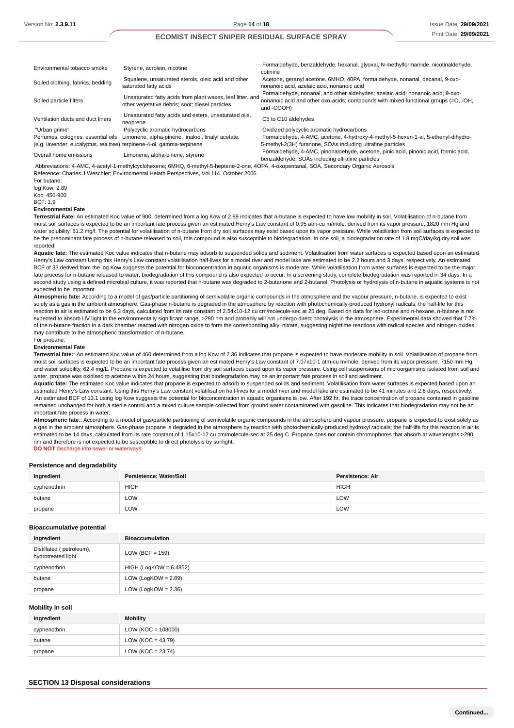| | | |
|---|---|---|
| Environmental tobacco smoke | Styrene, acrolein, nicotine | Formaldehyde, benzaldehyde, hexanal, glyoxal, N-methylformamide, nicotinaldehyde, cotinine |
| Soiled clothing, fabrics, bedding | Squalene, unsaturated sterols, oleic acid and other saturated fatty acids | Acetone, geranyl acetone, 6MHO, 40PA, formaldehyde, nonanal, decanal, 9-oxo-nonanoic acid, azelaic acid, nonanoic acid |
| Soiled particle filters | Unsaturated fatty acids from plant waxes, leaf litter, and other vegetative debris; soot; diesel particles | Formaldehyde, nonanal, and other aldehydes; azelaic acid; nonanoic acid; 9-oxo-nonanoic acid and other oxo-acids; compounds with mixed functional groups (=O, -OH, and -COOH) |
| Ventilation ducts and duct liners | Unsaturated fatty acids and esters, unsaturated oils, neoprene | C5 to C10 aldehydes |
| "Urban grime" | Polycyclic aromatic hydrocarbons | Oxidized polycyclic aromatic hydrocarbons |
| Perfumes, colognes, essential oils (e.g. lavender, eucalyptus, tea tree) | Limonene, alpha-pinene, linalool, linalyl acetate, terpinene-4-ol, gamma-terpinene | Formaldehyde, 4-AMC, acetone, 4-hydroxy-4-methyl-5-hexen-1-al, 5-ethenyl-dihydro-5-methyl-2(3H) furanone, SOAs including ultrafine particles |
| Overall home emissions | Limonene, alpha-pinene, styrene | Formaldehyde, 4-AMC, pinonaldehyde, acetone, pinic acid, pinonic acid, formic acid, benzaldehyde, SOAs including ultrafine particles |

Abbreviations: 4-AMC, 4-acetyl-1-methylcyclohexene; 6MHQ, 6-methyl-5-heptene-2-one, 4OPA, 4-oxopentanal, SOA, Secondary Organic Aerosols

Reference: Charles J Weschler; Environmental Helath Perspectives, Vol 114, October 2006

For butane:

log Kow: 2.89

Koc: 450-900

BCF: 1.9

**Environmental Fate**

**Terrestrial Fate:** An estimated Koc value of 900, determined from a log Kow of 2.89 indicates that n-butane is expected to have low mobility in soil. Volatilisation of n-butane from moist soil surfaces is expected to be an important fate process given an estimated Henry's Law constant of 0.95 atm-cu m/mole, derived from its vapor pressure, 1820 mm Hg and water solubility, 61.2 mg/l. The potential for volatilisation of n-butane from dry soil surfaces may exist based upon its vapor pressure. While volatilistion from soil surfaces is expected to be the predominant fate process of n-butane released to soil, this compound is also susceptible to biodegradation. In one soil, a biodegradation rate of 1.8 mgC/day/kg dry soil was reported.

**Aquatic fate:** The estimated Koc value indicates that n-butane may adsorb to suspended solids and sediment. Volatilisation from water surfaces is expected based upon an estimated Henry's Law constant Using this Henry's Law constant volatilisation half-lives for a model river and model lake are estimated to be 2.2 hours and 3 days, respectively. An estimated BCF of 33 derived from the log Kow suggests the potential for bioconcentration in aquatic organisms is moderate. While volatilisation from water surfaces is expected to be the major fate process for n-butane released to water, biodegradation of this compound is also expected to occur. In a screening study, complete biodegradation was reported in 34 days. In a second study using a defined microbial culture, it was reported that n-butane was degraded to 2-butanone and 2-butanol. Photolysis or hydrolysis of n-butane in aquatic systems is not expected to be important.

**Atmospheric fate:** According to a model of gas/particle partitioning of semivolatile organic compounds in the atmosphere and the vapour pressure, n-butane, is expected to exist solely as a gas in the ambient atmosphere. Gas-phase n-butane is degraded in the atmosphere by reaction with photochemically-produced hydroxyl radicals; the half-life for this reaction in air is estimated to be 6.3 days, calculated from its rate constant of 2.54x10-12 cu cm/molecule-sec at 25 deg. Based on data for iso-octane and n-hexane, n-butane is not expected to absorb UV light in the environmentally significant range, >290 nm and probably will not undergo direct photolysis in the atmosphere. Experimental data showed that 7.7% of the n-butane fraction in a dark chamber reacted with nitrogen oxide to form the corresponding alkyl nitrate, suggesting nighttime reactions with radical species and nitrogen oxides may contribute to the atmospheric transformation of n-butane.

For propane:

**Environmental Fate**

**Terrestrial fate:**: An estimated Koc value of 460 determined from a log Kow of 2.36 indicates that propane is expected to have moderate mobility in soil. Volatilisation of propane from moist soil surfaces is expected to be an important fate process given an estimated Henry's Law constant of 7.07x10-1 atm-cu m/mole, derived from its vapor pressure, 7150 mm Hg, and water solubility, 62.4 mg/L. Propane is expected to volatilise from dry soil surfaces based upon its vapor pressure. Using cell suspensions of microorganisms isolated from soil and water, propane was oxidised to acetone within 24 hours, suggesting that biodegradation may be an important fate process in soil and sediment.

**Aquatic fate:** The estimated Koc value indicates that propane is expected to adsorb to suspended solids and sediment. Volatilisation from water surfaces is expected based upon an estimated Henry's Law constant. Using this Henry's Law constant volatilisation half-lives for a model river and model lake are estimated to be 41 minutes and 2.6 days, respectively. An estimated BCF of 13.1 using log Kow suggests the potential for bioconcentration in aquatic organisms is low. After 192 hr, the trace concentration of propane contained in gasoline remained unchanged for both a sterile control and a mixed culture sample collected from ground water contaminated with gasoline. This indicates that biodegradation may not be an important fate process in water.

**Atmospheric fate**:: According to a model of gas/particle partitioning of semivolatile organic compounds in the atmosphere and vapour pressure, propane is expected to exist solely as a gas in the ambient atmosphere. Gas-phase propane is degraded in the atmosphere by reaction with photochemically-produced hydroxyl radicals; the half-life for this reaction in air is estimated to be 14 days, calculated from its rate constant of 1.15x10-12 cu cm/molecule-sec at 25 deg C. Propane does not contain chromophores that absorb at wavelengths >290 nm and therefore is not expected to be susceptible to direct photolysis by sunlight.

**DO NOT** discharge into sewer or waterways.

### Persistence and degradability

| Ingredient | Persistence: Water/Soil | Persistence: Air |
|---|---|---|
| cyphenothrin | HIGH | HIGH |
| butane | LOW | LOW |
| propane | LOW | LOW |

### Bioaccumulative potential

| Ingredient | Bioaccumulation |
|---|---|
| Distillated ( petroleum), hydrotreated light | LOW (BCF = 159) |
| cyphenothrin | HIGH (LogKOW = 6.4852) |
| butane | LOW (LogKOW = 2.89) |
| propane | LOW (LogKOW = 2.36) |

### Mobility in soil

| Ingredient | Mobility |
|---|---|
| cyphenothrin | LOW (KOC = 108000) |
| butane | LOW (KOC = 43.79) |
| propane | LOW (KOC = 23.74) |

## SECTION 13 Disposal considerations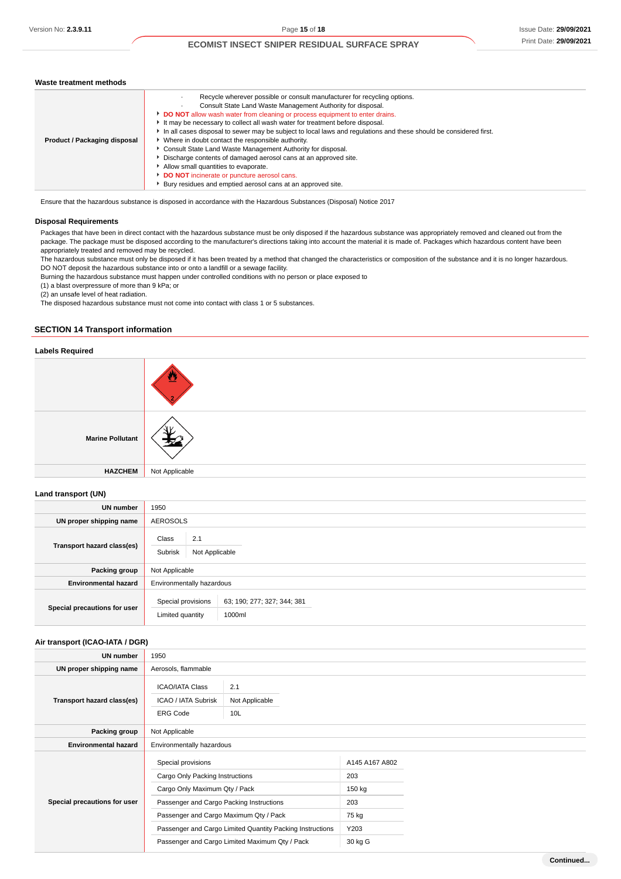### Waste treatment methods

| | |
|---|---|
| **Product / Packaging disposal** | · Recycle wherever possible or consult manufacturer for recycling options.<br>· Consult State Land Waste Management Authority for disposal.<br>▸ **DO NOT** allow wash water from cleaning or process equipment to enter drains.<br>▸ It may be necessary to collect all wash water for treatment before disposal.<br>▸ In all cases disposal to sewer may be subject to local laws and regulations and these should be considered first.<br>▸ Where in doubt contact the responsible authority.<br>▸ Consult State Land Waste Management Authority for disposal.<br>▸ Discharge contents of damaged aerosol cans at an approved site.<br>▸ Allow small quantities to evaporate.<br>▸ **DO NOT** incinerate or puncture aerosol cans.<br>▸ Bury residues and emptied aerosol cans at an approved site. |

Ensure that the hazardous substance is disposed in accordance with the Hazardous Substances (Disposal) Notice 2017

### Disposal Requirements

Packages that have been in direct contact with the hazardous substance must be only disposed if the hazardous substance was appropriately removed and cleaned out from the package. The package must be disposed according to the manufacturer's directions taking into account the material it is made of. Packages which hazardous content have been appropriately treated and removed may be recycled.
The hazardous substance must only be disposed if it has been treated by a method that changed the characteristics or composition of the substance and it is no longer hazardous.
DO NOT deposit the hazardous substance into or onto a landfill or a sewage facility.
Burning the hazardous substance must happen under controlled conditions with no person or place exposed to
(1) a blast overpressure of more than 9 kPa; or
(2) an unsafe level of heat radiation.
The disposed hazardous substance must not come into contact with class 1 or 5 substances.

## SECTION 14 Transport information

### Labels Required

| | |
|---|---|
| | |
| **Marine Pollutant** | |
| **HAZCHEM** | Not Applicable |

### Land transport (UN)

| | |
|---|---|
| **UN number** | 1950 |
| **UN proper shipping name** | AEROSOLS |
| **Transport hazard class(es)** | Class: 2.1<br>Subrisk: Not Applicable |
| **Packing group** | Not Applicable |
| **Environmental hazard** | Environmentally hazardous |
| **Special precautions for user** | Special provisions: 63; 190; 277; 327; 344; 381<br>Limited quantity: 1000ml |

### Air transport (ICAO-IATA / DGR)

| | |
|---|---|
| **UN number** | 1950 |
| **UN proper shipping name** | Aerosols, flammable |
| **Transport hazard class(es)** | ICAO/IATA Class: 2.1<br>ICAO / IATA Subrisk: Not Applicable<br>ERG Code: 10L |
| **Packing group** | Not Applicable |
| **Environmental hazard** | Environmentally hazardous |
| **Special precautions for user** | Special provisions: A145 A167 A802<br>Cargo Only Packing Instructions: 203<br>Cargo Only Maximum Qty / Pack: 150 kg<br>Passenger and Cargo Packing Instructions: 203<br>Passenger and Cargo Maximum Qty / Pack: 75 kg<br>Passenger and Cargo Limited Quantity Packing Instructions: Y203<br>Passenger and Cargo Limited Maximum Qty / Pack: 30 kg G |

Continued...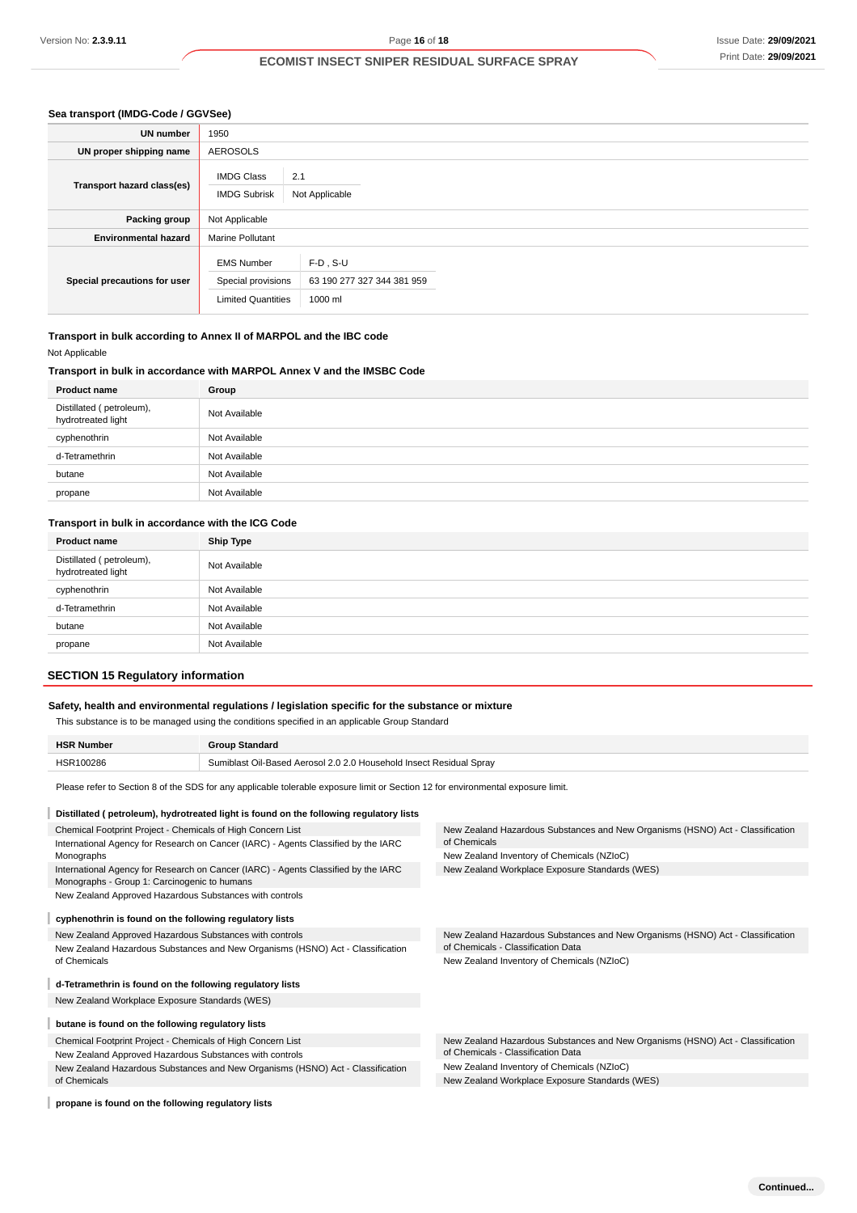### Sea transport (IMDG-Code / GGVSee)

| | |
|---|---|
| **UN number** | 1950 |
| **UN proper shipping name** | AEROSOLS |
| **Transport hazard class(es)** | IMDG Class: 2.1<br>IMDG Subrisk: Not Applicable |
| **Packing group** | Not Applicable |
| **Environmental hazard** | Marine Pollutant |
| **Special precautions for user** | EMS Number: F-D , S-U<br>Special provisions: 63 190 277 327 344 381 959<br>Limited Quantities: 1000 ml |

### Transport in bulk according to Annex II of MARPOL and the IBC code

Not Applicable

### Transport in bulk in accordance with MARPOL Annex V and the IMSBC Code

| Product name | Group |
|---|---|
| Distillated ( petroleum), hydrotreated light | Not Available |
| cyphenothrin | Not Available |
| d-Tetramethrin | Not Available |
| butane | Not Available |
| propane | Not Available |

### Transport in bulk in accordance with the ICG Code

| Product name | Ship Type |
|---|---|
| Distillated ( petroleum), hydrotreated light | Not Available |
| cyphenothrin | Not Available |
| d-Tetramethrin | Not Available |
| butane | Not Available |
| propane | Not Available |

## SECTION 15 Regulatory information

### Safety, health and environmental regulations / legislation specific for the substance or mixture

This substance is to be managed using the conditions specified in an applicable Group Standard

| HSR Number | Group Standard |
|---|---|
| HSR100286 | Sumiblast Oil-Based Aerosol 2.0 2.0 Household Insect Residual Spray |

Please refer to Section 8 of the SDS for any applicable tolerable exposure limit or Section 12 for environmental exposure limit.

**Distillated ( petroleum), hydrotreated light is found on the following regulatory lists**

- Chemical Footprint Project - Chemicals of High Concern List
- International Agency for Research on Cancer (IARC) - Agents Classified by the IARC Monographs
- International Agency for Research on Cancer (IARC) - Agents Classified by the IARC Monographs - Group 1: Carcinogenic to humans
- New Zealand Approved Hazardous Substances with controls
- New Zealand Hazardous Substances and New Organisms (HSNO) Act - Classification of Chemicals
- New Zealand Inventory of Chemicals (NZIoC)
- New Zealand Workplace Exposure Standards (WES)

**cyphenothrin is found on the following regulatory lists**

- New Zealand Approved Hazardous Substances with controls
- New Zealand Hazardous Substances and New Organisms (HSNO) Act - Classification of Chemicals
- New Zealand Hazardous Substances and New Organisms (HSNO) Act - Classification of Chemicals - Classification Data
- New Zealand Inventory of Chemicals (NZIoC)

**d-Tetramethrin is found on the following regulatory lists**

- New Zealand Workplace Exposure Standards (WES)

**butane is found on the following regulatory lists**

- Chemical Footprint Project - Chemicals of High Concern List
- New Zealand Approved Hazardous Substances with controls
- New Zealand Hazardous Substances and New Organisms (HSNO) Act - Classification of Chemicals
- New Zealand Hazardous Substances and New Organisms (HSNO) Act - Classification of Chemicals - Classification Data
- New Zealand Inventory of Chemicals (NZIoC)
- New Zealand Workplace Exposure Standards (WES)

**propane is found on the following regulatory lists**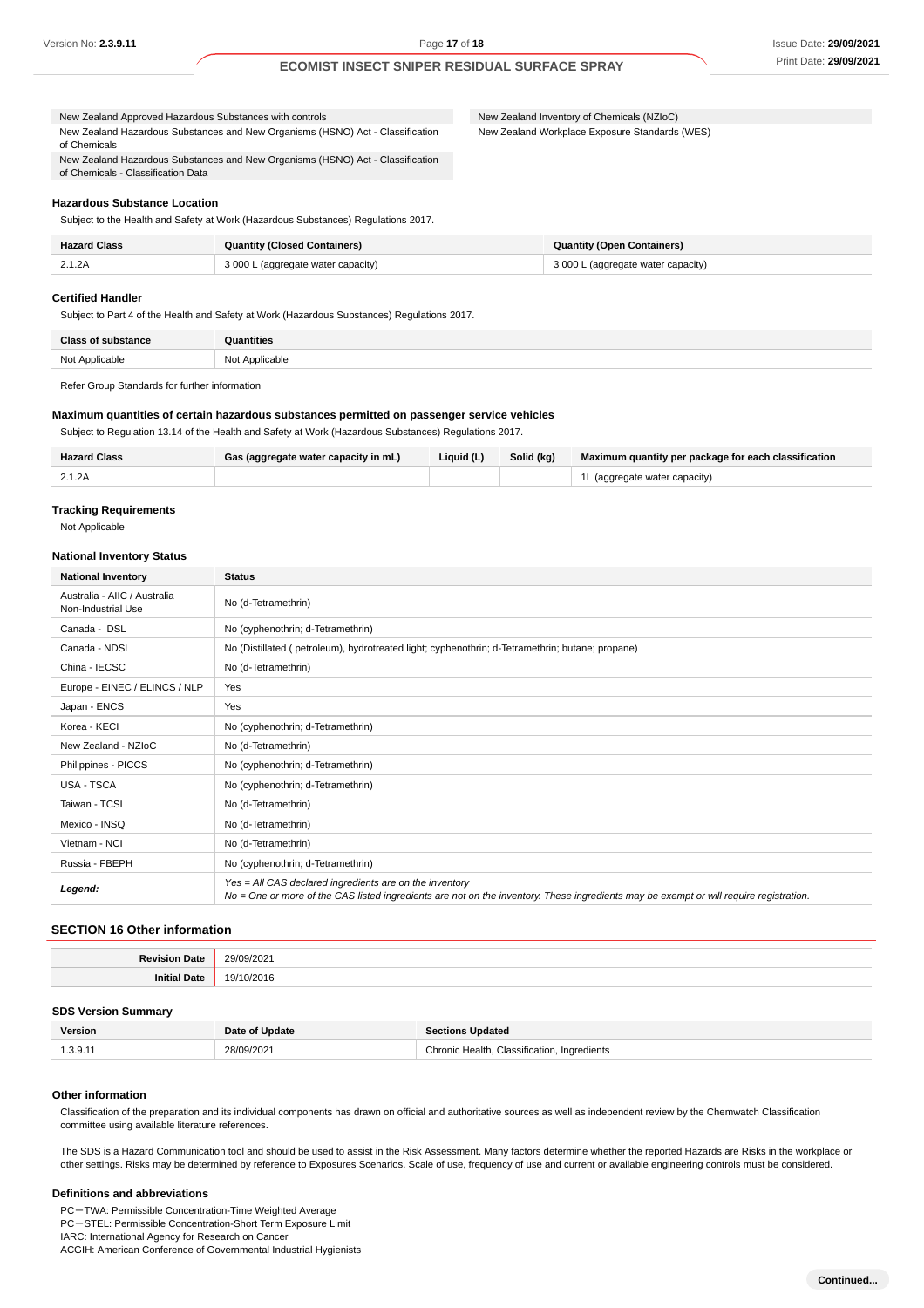| | |
|---|---|
| New Zealand Approved Hazardous Substances with controls | New Zealand Inventory of Chemicals (NZIoC) |
| New Zealand Hazardous Substances and New Organisms (HSNO) Act - Classification of Chemicals | New Zealand Workplace Exposure Standards (WES) |
| New Zealand Hazardous Substances and New Organisms (HSNO) Act - Classification of Chemicals - Classification Data | |

### Hazardous Substance Location

Subject to the Health and Safety at Work (Hazardous Substances) Regulations 2017.

| Hazard Class | Quantity (Closed Containers) | Quantity (Open Containers) |
|---|---|---|
| 2.1.2A | 3 000 L (aggregate water capacity) | 3 000 L (aggregate water capacity) |

### Certified Handler

Subject to Part 4 of the Health and Safety at Work (Hazardous Substances) Regulations 2017.

| Class of substance | Quantities |
|---|---|
| Not Applicable | Not Applicable |

Refer Group Standards for further information

### Maximum quantities of certain hazardous substances permitted on passenger service vehicles

Subject to Regulation 13.14 of the Health and Safety at Work (Hazardous Substances) Regulations 2017.

| Hazard Class | Gas (aggregate water capacity in mL) | Liquid (L) | Solid (kg) | Maximum quantity per package for each classification |
|---|---|---|---|---|
| 2.1.2A | | | | 1L (aggregate water capacity) |

### Tracking Requirements

Not Applicable

### National Inventory Status

| National Inventory | Status |
|---|---|
| Australia - AIIC / Australia Non-Industrial Use | No (d-Tetramethrin) |
| Canada - DSL | No (cyphenothrin; d-Tetramethrin) |
| Canada - NDSL | No (Distillated ( petroleum), hydrotreated light; cyphenothrin; d-Tetramethrin; butane; propane) |
| China - IECSC | No (d-Tetramethrin) |
| Europe - EINEC / ELINCS / NLP | Yes |
| Japan - ENCS | Yes |
| Korea - KECI | No (cyphenothrin; d-Tetramethrin) |
| New Zealand - NZIoC | No (d-Tetramethrin) |
| Philippines - PICCS | No (cyphenothrin; d-Tetramethrin) |
| USA - TSCA | No (cyphenothrin; d-Tetramethrin) |
| Taiwan - TCSI | No (d-Tetramethrin) |
| Mexico - INSQ | No (d-Tetramethrin) |
| Vietnam - NCI | No (d-Tetramethrin) |
| Russia - FBEPH | No (cyphenothrin; d-Tetramethrin) |
| ***Legend:*** | *Yes = All CAS declared ingredients are on the inventory*<br>*No = One or more of the CAS listed ingredients are not on the inventory. These ingredients may be exempt or will require registration.* |

## SECTION 16 Other information

| | |
|---|---|
| **Revision Date** | 29/09/2021 |
| **Initial Date** | 19/10/2016 |

### SDS Version Summary

| Version | Date of Update | Sections Updated |
|---|---|---|
| 1.3.9.11 | 28/09/2021 | Chronic Health, Classification, Ingredients |

### Other information

Classification of the preparation and its individual components has drawn on official and authoritative sources as well as independent review by the Chemwatch Classification committee using available literature references.

The SDS is a Hazard Communication tool and should be used to assist in the Risk Assessment. Many factors determine whether the reported Hazards are Risks in the workplace or other settings. Risks may be determined by reference to Exposures Scenarios. Scale of use, frequency of use and current or available engineering controls must be considered.

### Definitions and abbreviations

PC－TWA: Permissible Concentration-Time Weighted Average
PC－STEL: Permissible Concentration-Short Term Exposure Limit
IARC: International Agency for Research on Cancer
ACGIH: American Conference of Governmental Industrial Hygienists

**Continued...**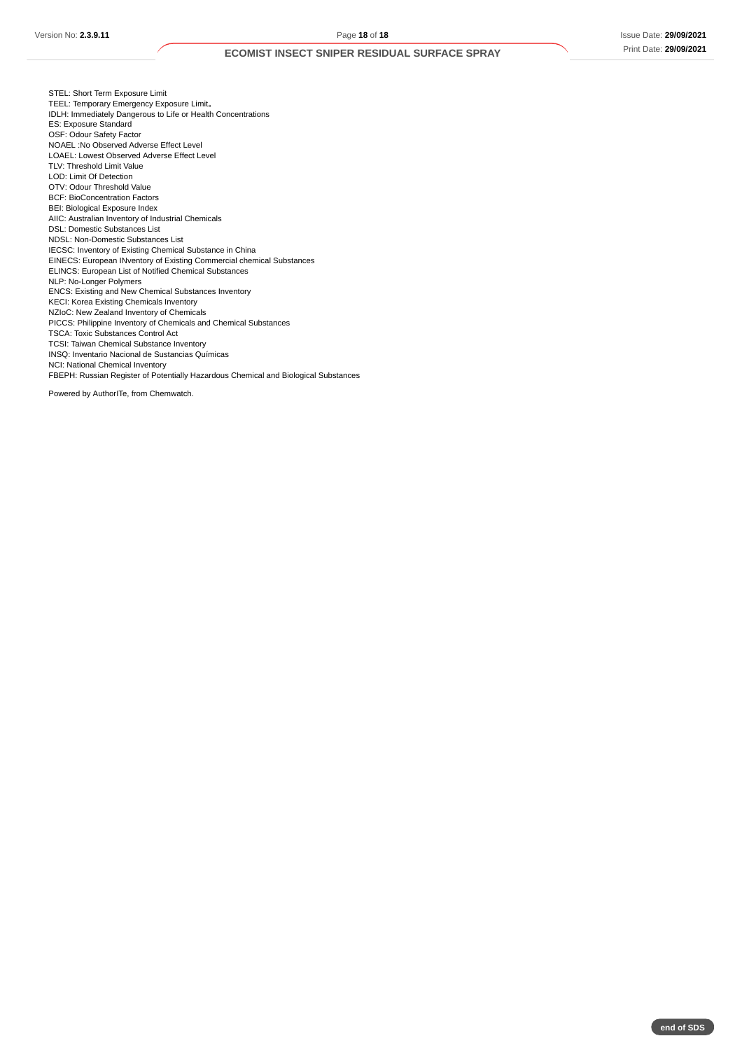STEL: Short Term Exposure Limit
TEEL: Temporary Emergency Exposure Limit。
IDLH: Immediately Dangerous to Life or Health Concentrations
ES: Exposure Standard
OSF: Odour Safety Factor
NOAEL :No Observed Adverse Effect Level
LOAEL: Lowest Observed Adverse Effect Level
TLV: Threshold Limit Value
LOD: Limit Of Detection
OTV: Odour Threshold Value
BCF: BioConcentration Factors
BEI: Biological Exposure Index
AIIC: Australian Inventory of Industrial Chemicals
DSL: Domestic Substances List
NDSL: Non-Domestic Substances List
IECSC: Inventory of Existing Chemical Substance in China
EINECS: European INventory of Existing Commercial chemical Substances
ELINCS: European List of Notified Chemical Substances
NLP: No-Longer Polymers
ENCS: Existing and New Chemical Substances Inventory
KECI: Korea Existing Chemicals Inventory
NZIoC: New Zealand Inventory of Chemicals
PICCS: Philippine Inventory of Chemicals and Chemical Substances
TSCA: Toxic Substances Control Act
TCSI: Taiwan Chemical Substance Inventory
INSQ: Inventario Nacional de Sustancias Químicas
NCI: National Chemical Inventory
FBEPH: Russian Register of Potentially Hazardous Chemical and Biological Substances

Powered by AuthorITe, from Chemwatch.

end of SDS